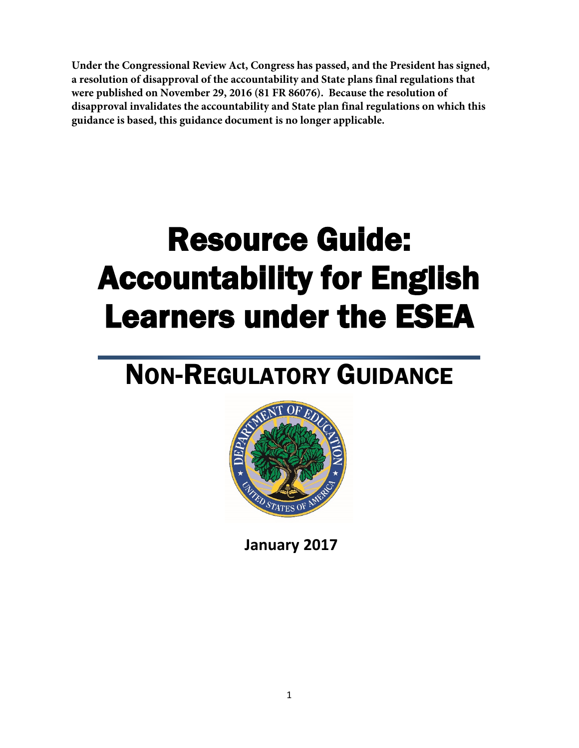**Under the Congressional Review Act, Congress has passed, and the President has signed, a resolution of disapproval of the accountability and State plans final regulations that were published on November 29, 2016 (81 FR 86076). Because the resolution of disapproval invalidates the accountability and State plan final regulations on which this guidance is based, this guidance document is no longer applicable.**

# Resource Guide: Accountability for English Learners under the ESEA

## NON-REGULATORY GUIDANCE

**January 2017**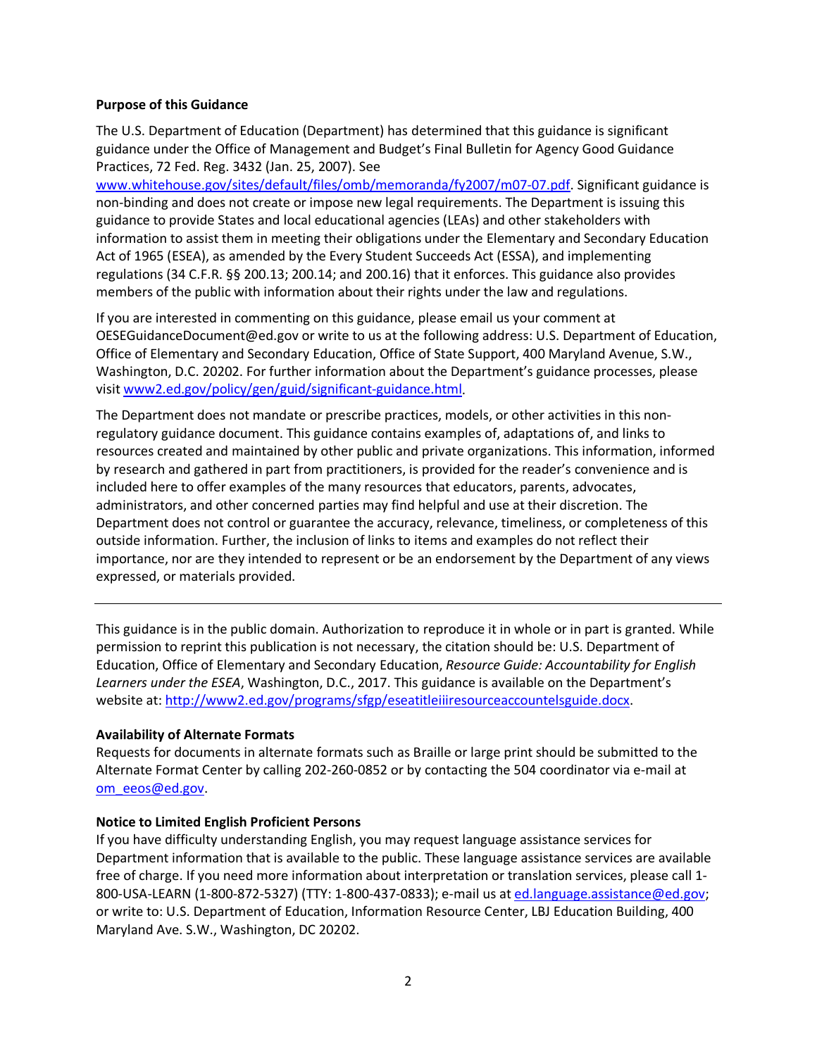**Purpose of this Guidance**

The U.S. Department of Education (Department) has determined that this guidance is significant guidance under the Office of Management and Budget's Final Bulletin for Agency Good Guidance Practices, 72 Fed. Reg. 3432 (Jan. 25, 2007). See www.whitehouse.gov/sites/default/files/omb/memoranda/fy2007/m07-07.pdf. Significant guidance is non-binding and does not create or impose new legal requirements. The Department is issuing this guidance to provide States and local educational agencies (LEAs) and other stakeholders with information to assist them in meeting their obligations under the Elementary and Secondary Education Act of 1965 (ESEA), as amended by the Every Student Succeeds Act (ESSA), and implementing regulations (34 C.F.R. §§ 200.13; 200.14; and 200.16) that it enforces. This guidance also provides members of the public with information about their rights under the law and regulations.

If you are interested in commenting on this guidance, please email us your comment at OESEGuidanceDocument@ed.gov or write to us at the following address: U.S. Department of Education, Office of Elementary and Secondary Education, Office of State Support, 400 Maryland Avenue, S.W., Washington, D.C. 20202. For further information about the Department's guidance processes, please visit www2.ed.gov/policy/gen/guid/significant-guidance.html.

The Department does not mandate or prescribe practices, models, or other activities in this non-regulatory guidance document. This guidance contains examples of, adaptations of, and links to resources created and maintained by other public and private organizations. This information, informed by research and gathered in part from practitioners, is provided for the reader's convenience and is included here to offer examples of the many resources that educators, parents, advocates, administrators, and other concerned parties may find helpful and use at their discretion. The Department does not control or guarantee the accuracy, relevance, timeliness, or completeness of this outside information. Further, the inclusion of links to items and examples do not reflect their importance, nor are they intended to represent or be an endorsement by the Department of any views expressed, or materials provided.

---

This guidance is in the public domain. Authorization to reproduce it in whole or in part is granted. While permission to reprint this publication is not necessary, the citation should be: U.S. Department of Education, Office of Elementary and Secondary Education, *Resource Guide: Accountability for English Learners under the ESEA*, Washington, D.C., 2017. This guidance is available on the Department's website at: http://www2.ed.gov/programs/sfgp/eseatitleiiiresourceaccountelsguide.docx.

**Availability of Alternate Formats**

Requests for documents in alternate formats such as Braille or large print should be submitted to the Alternate Format Center by calling 202-260-0852 or by contacting the 504 coordinator via e-mail at om_eeos@ed.gov.

**Notice to Limited English Proficient Persons**

If you have difficulty understanding English, you may request language assistance services for Department information that is available to the public. These language assistance services are available free of charge. If you need more information about interpretation or translation services, please call 1-800-USA-LEARN (1-800-872-5327) (TTY: 1-800-437-0833); e-mail us at ed.language.assistance@ed.gov; or write to: U.S. Department of Education, Information Resource Center, LBJ Education Building, 400 Maryland Ave. S.W., Washington, DC 20202.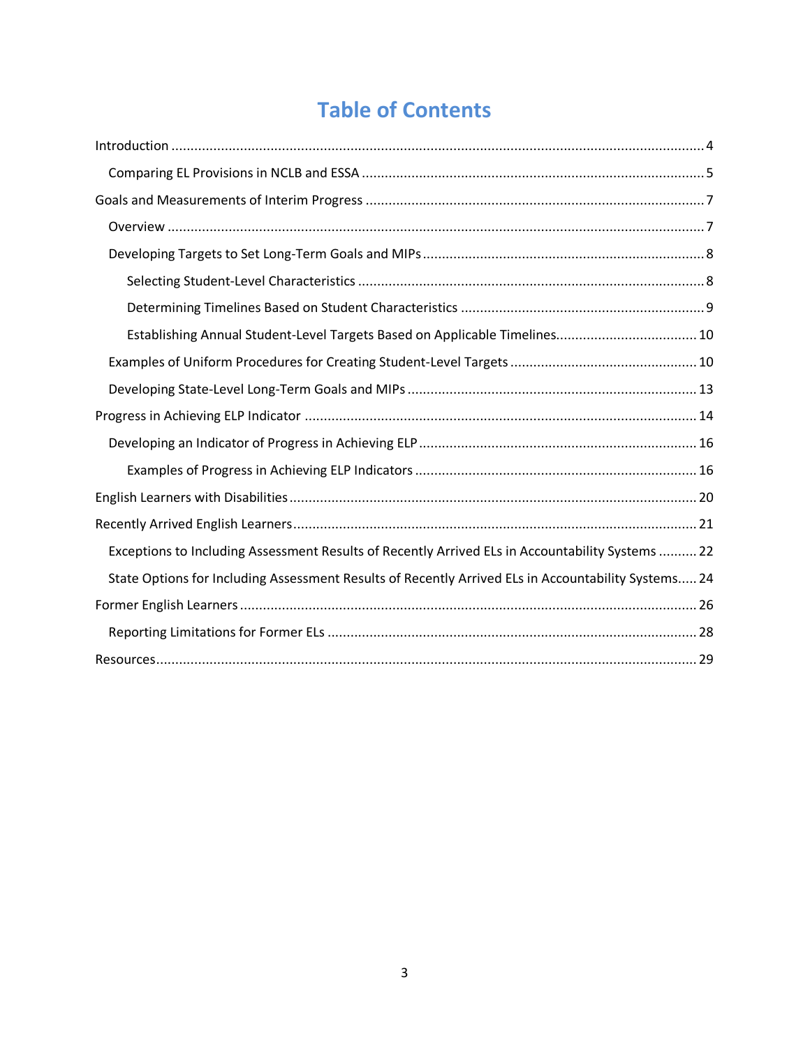# Table of Contents

- Introduction ........ 4
  - Comparing EL Provisions in NCLB and ESSA ........ 5
- Goals and Measurements of Interim Progress ........ 7
  - Overview ........ 7
  - Developing Targets to Set Long-Term Goals and MIPs ........ 8
    - Selecting Student-Level Characteristics ........ 8
    - Determining Timelines Based on Student Characteristics ........ 9
    - Establishing Annual Student-Level Targets Based on Applicable Timelines........ 10
  - Examples of Uniform Procedures for Creating Student-Level Targets ........ 10
  - Developing State-Level Long-Term Goals and MIPs ........ 13
- Progress in Achieving ELP Indicator ........ 14
  - Developing an Indicator of Progress in Achieving ELP ........ 16
    - Examples of Progress in Achieving ELP Indicators ........ 16
- English Learners with Disabilities ........ 20
- Recently Arrived English Learners ........ 21
  - Exceptions to Including Assessment Results of Recently Arrived ELs in Accountability Systems ........ 22
  - State Options for Including Assessment Results of Recently Arrived ELs in Accountability Systems..... 24
- Former English Learners ........ 26
  - Reporting Limitations for Former ELs ........ 28
- Resources........ 29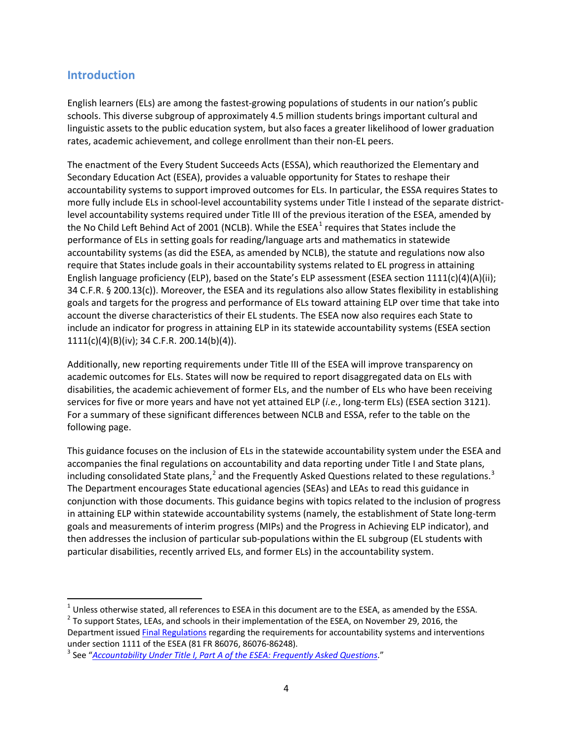## Introduction

English learners (ELs) are among the fastest-growing populations of students in our nation's public schools. This diverse subgroup of approximately 4.5 million students brings important cultural and linguistic assets to the public education system, but also faces a greater likelihood of lower graduation rates, academic achievement, and college enrollment than their non-EL peers.

The enactment of the Every Student Succeeds Acts (ESSA), which reauthorized the Elementary and Secondary Education Act (ESEA), provides a valuable opportunity for States to reshape their accountability systems to support improved outcomes for ELs. In particular, the ESSA requires States to more fully include ELs in school-level accountability systems under Title I instead of the separate district-level accountability systems required under Title III of the previous iteration of the ESEA, amended by the No Child Left Behind Act of 2001 (NCLB). While the ESEA[1] requires that States include the performance of ELs in setting goals for reading/language arts and mathematics in statewide accountability systems (as did the ESEA, as amended by NCLB), the statute and regulations now also require that States include goals in their accountability systems related to EL progress in attaining English language proficiency (ELP), based on the State's ELP assessment (ESEA section 1111(c)(4)(A)(ii); 34 C.F.R. § 200.13(c)). Moreover, the ESEA and its regulations also allow States flexibility in establishing goals and targets for the progress and performance of ELs toward attaining ELP over time that take into account the diverse characteristics of their EL students. The ESEA now also requires each State to include an indicator for progress in attaining ELP in its statewide accountability systems (ESEA section 1111(c)(4)(B)(iv); 34 C.F.R. 200.14(b)(4)).

Additionally, new reporting requirements under Title III of the ESEA will improve transparency on academic outcomes for ELs. States will now be required to report disaggregated data on ELs with disabilities, the academic achievement of former ELs, and the number of ELs who have been receiving services for five or more years and have not yet attained ELP (*i.e.*, long-term ELs) (ESEA section 3121). For a summary of these significant differences between NCLB and ESSA, refer to the table on the following page.

This guidance focuses on the inclusion of ELs in the statewide accountability system under the ESEA and accompanies the final regulations on accountability and data reporting under Title I and State plans, including consolidated State plans,[2] and the Frequently Asked Questions related to these regulations.[3] The Department encourages State educational agencies (SEAs) and LEAs to read this guidance in conjunction with those documents. This guidance begins with topics related to the inclusion of progress in attaining ELP within statewide accountability systems (namely, the establishment of State long-term goals and measurements of interim progress (MIPs) and the Progress in Achieving ELP indicator), and then addresses the inclusion of particular sub-populations within the EL subgroup (EL students with particular disabilities, recently arrived ELs, and former ELs) in the accountability system.

---

[1] Unless otherwise stated, all references to ESEA in this document are to the ESEA, as amended by the ESSA.

[2] To support States, LEAs, and schools in their implementation of the ESEA, on November 29, 2016, the Department issued Final Regulations regarding the requirements for accountability systems and interventions under section 1111 of the ESEA (81 FR 86076, 86076-86248).

[3] See "*Accountability Under Title I, Part A of the ESEA: Frequently Asked Questions*."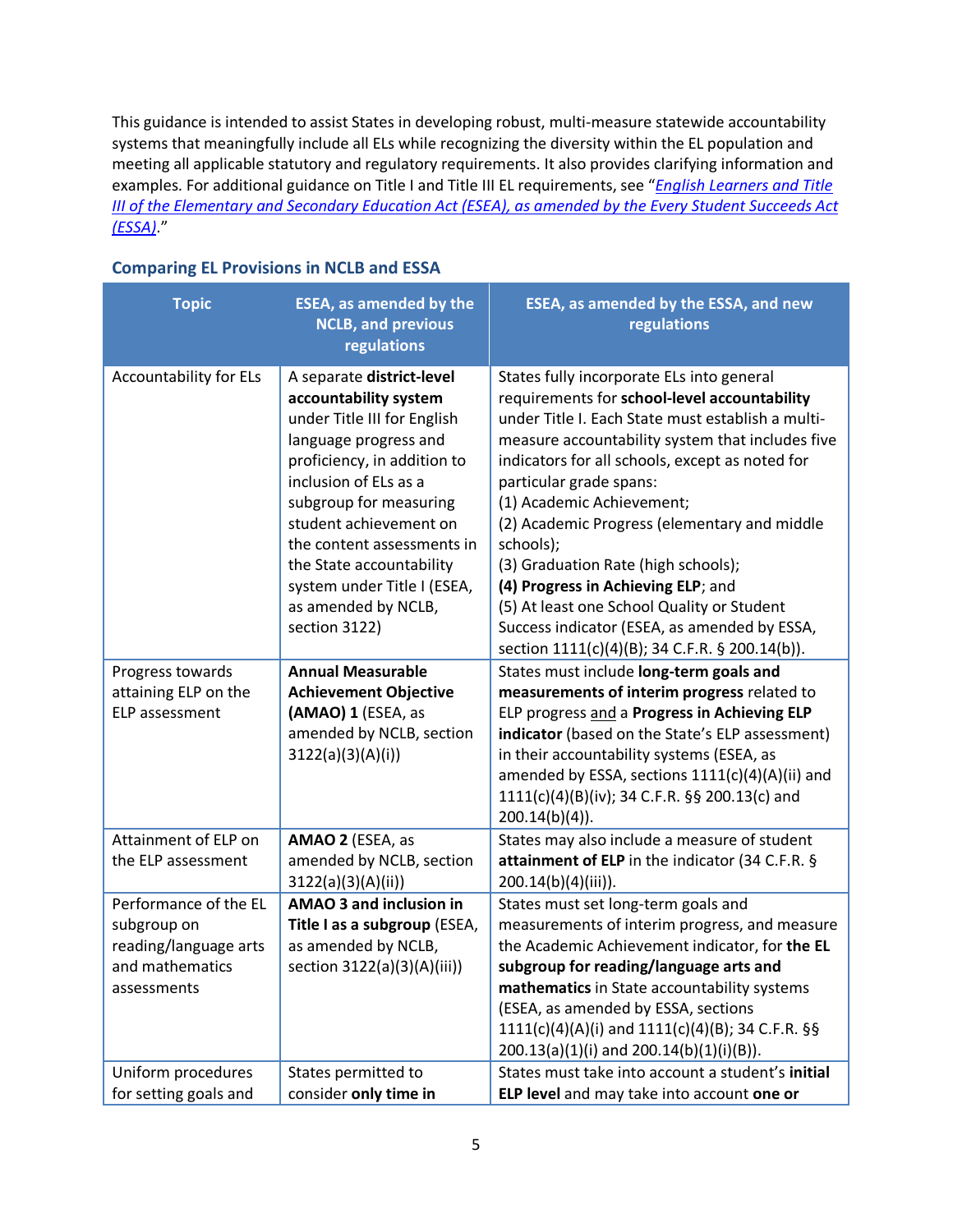This guidance is intended to assist States in developing robust, multi-measure statewide accountability systems that meaningfully include all ELs while recognizing the diversity within the EL population and meeting all applicable statutory and regulatory requirements. It also provides clarifying information and examples. For additional guidance on Title I and Title III EL requirements, see "*English Learners and Title III of the Elementary and Secondary Education Act (ESEA), as amended by the Every Student Succeeds Act (ESSA)*."

### Comparing EL Provisions in NCLB and ESSA

| Topic | ESEA, as amended by the NCLB, and previous regulations | ESEA, as amended by the ESSA, and new regulations |
|---|---|---|
| Accountability for ELs | A separate **district-level accountability system** under Title III for English language progress and proficiency, in addition to inclusion of ELs as a subgroup for measuring student achievement on the content assessments in the State accountability system under Title I (ESEA, as amended by NCLB, section 3122) | States fully incorporate ELs into general requirements for **school-level accountability** under Title I. Each State must establish a multi-measure accountability system that includes five indicators for all schools, except as noted for particular grade spans:<br>(1) Academic Achievement;<br>(2) Academic Progress (elementary and middle schools);<br>(3) Graduation Rate (high schools);<br>**(4) Progress in Achieving ELP**; and<br>(5) At least one School Quality or Student Success indicator (ESEA, as amended by ESSA, section 1111(c)(4)(B); 34 C.F.R. § 200.14(b)). |
| Progress towards attaining ELP on the ELP assessment | **Annual Measurable Achievement Objective (AMAO) 1** (ESEA, as amended by NCLB, section 3122(a)(3)(A)(i)) | States must include **long-term goals and measurements of interim progress** related to ELP progress and a **Progress in Achieving ELP indicator** (based on the State's ELP assessment) in their accountability systems (ESEA, as amended by ESSA, sections 1111(c)(4)(A)(ii) and 1111(c)(4)(B)(iv); 34 C.F.R. §§ 200.13(c) and 200.14(b)(4)). |
| Attainment of ELP on the ELP assessment | **AMAO 2** (ESEA, as amended by NCLB, section 3122(a)(3)(A)(ii)) | States may also include a measure of student **attainment of ELP** in the indicator (34 C.F.R. § 200.14(b)(4)(iii)). |
| Performance of the EL subgroup on reading/language arts and mathematics assessments | **AMAO 3 and inclusion in Title I as a subgroup** (ESEA, as amended by NCLB, section 3122(a)(3)(A)(iii)) | States must set long-term goals and measurements of interim progress, and measure the Academic Achievement indicator, for **the EL subgroup for reading/language arts and mathematics** in State accountability systems (ESEA, as amended by ESSA, sections 1111(c)(4)(A)(i) and 1111(c)(4)(B); 34 C.F.R. §§ 200.13(a)(1)(i) and 200.14(b)(1)(i)(B)). |
| Uniform procedures for setting goals and | States permitted to consider **only time in** | States must take into account a student's **initial ELP level** and may take into account **one or** |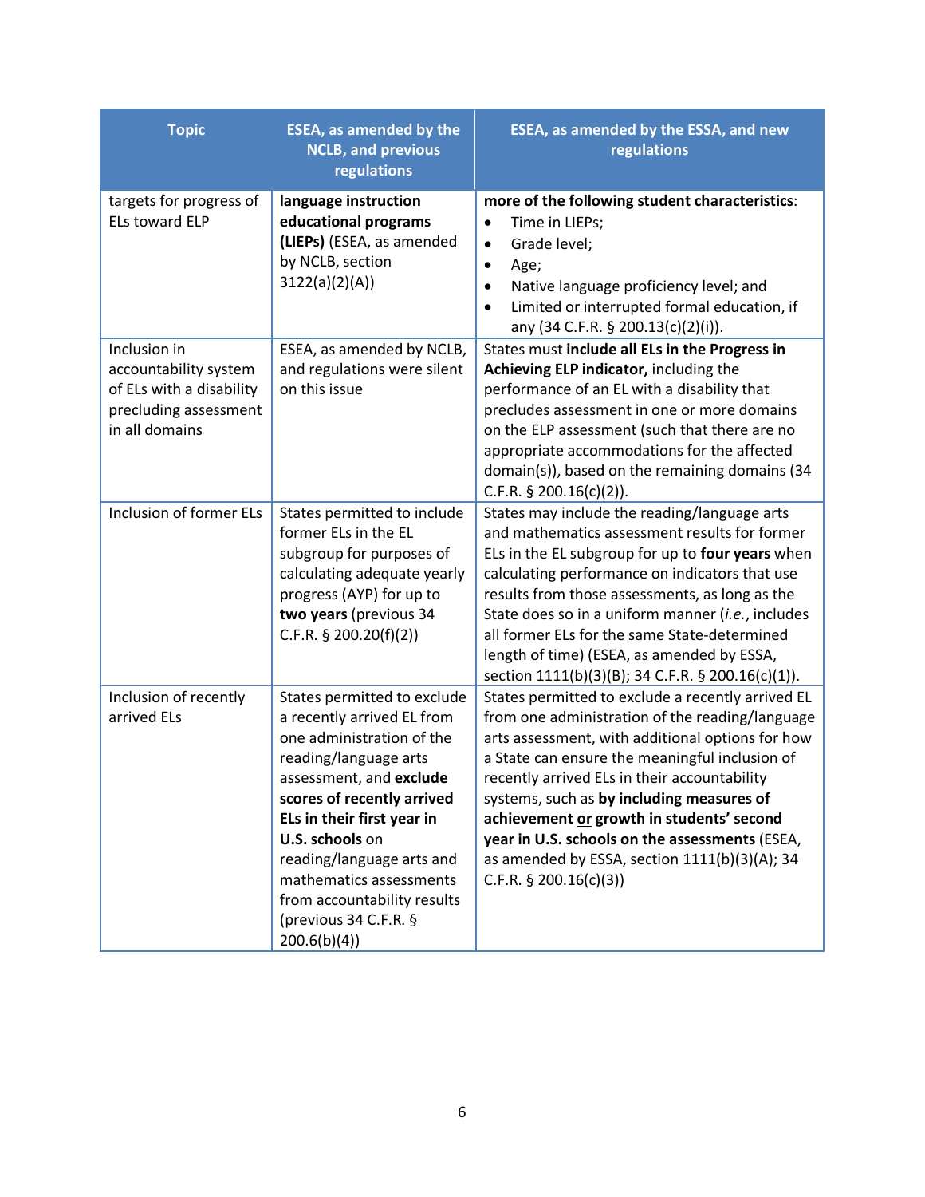| Topic | ESEA, as amended by the NCLB, and previous regulations | ESEA, as amended by the ESSA, and new regulations |
|---|---|---|
| targets for progress of ELs toward ELP | **language instruction educational programs (LIEPs)** (ESEA, as amended by NCLB, section 3122(a)(2)(A)) | **more of the following student characteristics**:<br>• Time in LIEPs;<br>• Grade level;<br>• Age;<br>• Native language proficiency level; and<br>• Limited or interrupted formal education, if any (34 C.F.R. § 200.13(c)(2)(i)). |
| Inclusion in accountability system of ELs with a disability precluding assessment in all domains | ESEA, as amended by NCLB, and regulations were silent on this issue | States must **include all ELs in the Progress in Achieving ELP indicator,** including the performance of an EL with a disability that precludes assessment in one or more domains on the ELP assessment (such that there are no appropriate accommodations for the affected domain(s)), based on the remaining domains (34 C.F.R. § 200.16(c)(2)). |
| Inclusion of former ELs | States permitted to include former ELs in the EL subgroup for purposes of calculating adequate yearly progress (AYP) for up to **two years** (previous 34 C.F.R. § 200.20(f)(2)) | States may include the reading/language arts and mathematics assessment results for former ELs in the EL subgroup for up to **four years** when calculating performance on indicators that use results from those assessments, as long as the State does so in a uniform manner (*i.e.*, includes all former ELs for the same State-determined length of time) (ESEA, as amended by ESSA, section 1111(b)(3)(B); 34 C.F.R. § 200.16(c)(1)). |
| Inclusion of recently arrived ELs | States permitted to exclude a recently arrived EL from one administration of the reading/language arts assessment, and **exclude scores of recently arrived ELs in their first year in U.S. schools** on reading/language arts and mathematics assessments from accountability results (previous 34 C.F.R. § 200.6(b)(4)) | States permitted to exclude a recently arrived EL from one administration of the reading/language arts assessment, with additional options for how a State can ensure the meaningful inclusion of recently arrived ELs in their accountability systems, such as **by including measures of achievement <u>or</u> growth in students' second year in U.S. schools on the assessments** (ESEA, as amended by ESSA, section 1111(b)(3)(A); 34 C.F.R. § 200.16(c)(3)) |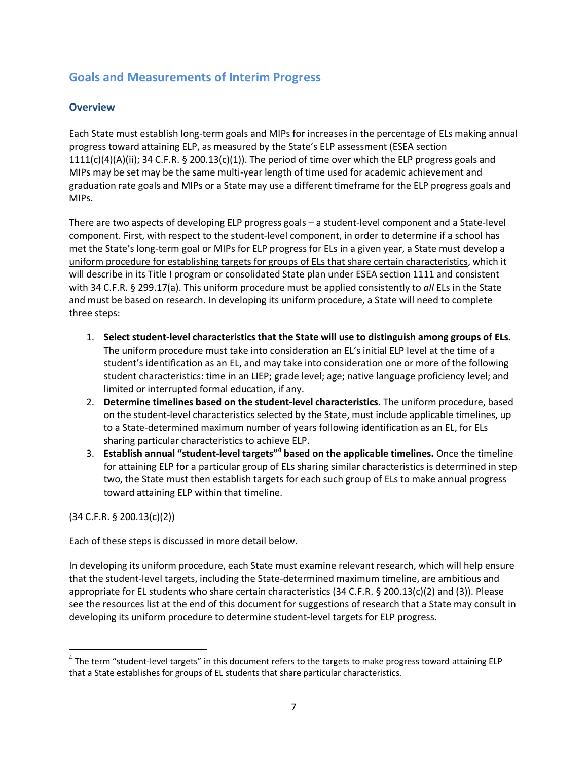## Goals and Measurements of Interim Progress

### Overview

Each State must establish long-term goals and MIPs for increases in the percentage of ELs making annual progress toward attaining ELP, as measured by the State's ELP assessment (ESEA section 1111(c)(4)(A)(ii); 34 C.F.R. § 200.13(c)(1)). The period of time over which the ELP progress goals and MIPs may be set may be the same multi-year length of time used for academic achievement and graduation rate goals and MIPs or a State may use a different timeframe for the ELP progress goals and MIPs.

There are two aspects of developing ELP progress goals – a student-level component and a State-level component. First, with respect to the student-level component, in order to determine if a school has met the State's long-term goal or MIPs for ELP progress for ELs in a given year, a State must develop a uniform procedure for establishing targets for groups of ELs that share certain characteristics, which it will describe in its Title I program or consolidated State plan under ESEA section 1111 and consistent with 34 C.F.R. § 299.17(a). This uniform procedure must be applied consistently to *all* ELs in the State and must be based on research. In developing its uniform procedure, a State will need to complete three steps:

1. **Select student-level characteristics that the State will use to distinguish among groups of ELs.** The uniform procedure must take into consideration an EL's initial ELP level at the time of a student's identification as an EL, and may take into consideration one or more of the following student characteristics: time in an LIEP; grade level; age; native language proficiency level; and limited or interrupted formal education, if any.
2. **Determine timelines based on the student-level characteristics.** The uniform procedure, based on the student-level characteristics selected by the State, must include applicable timelines, up to a State-determined maximum number of years following identification as an EL, for ELs sharing particular characteristics to achieve ELP.
3. **Establish annual "student-level targets"[4] based on the applicable timelines.** Once the timeline for attaining ELP for a particular group of ELs sharing similar characteristics is determined in step two, the State must then establish targets for each such group of ELs to make annual progress toward attaining ELP within that timeline.

(34 C.F.R. § 200.13(c)(2))

Each of these steps is discussed in more detail below.

In developing its uniform procedure, each State must examine relevant research, which will help ensure that the student-level targets, including the State-determined maximum timeline, are ambitious and appropriate for EL students who share certain characteristics (34 C.F.R. § 200.13(c)(2) and (3)). Please see the resources list at the end of this document for suggestions of research that a State may consult in developing its uniform procedure to determine student-level targets for ELP progress.

[4] The term "student-level targets" in this document refers to the targets to make progress toward attaining ELP that a State establishes for groups of EL students that share particular characteristics.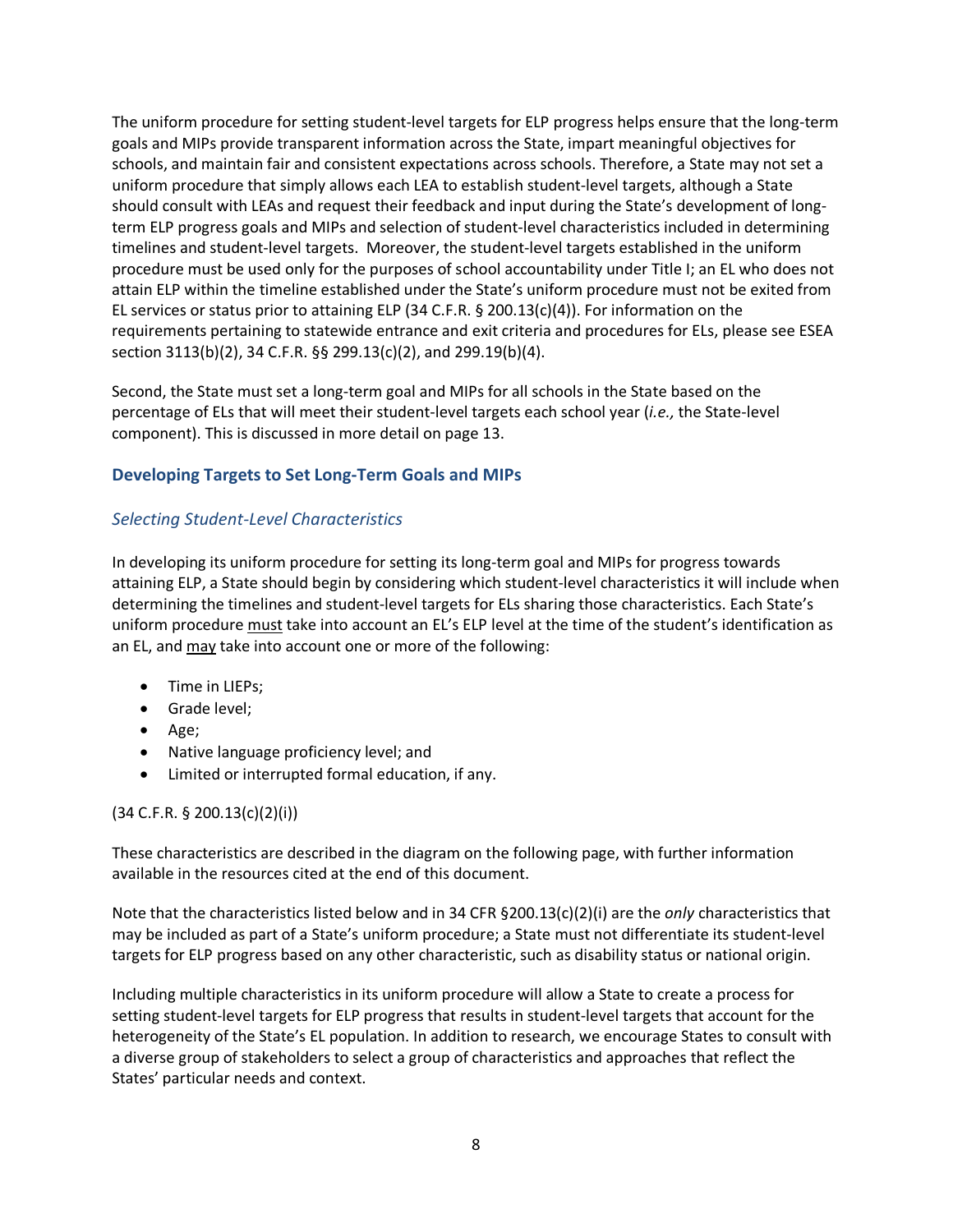The uniform procedure for setting student-level targets for ELP progress helps ensure that the long-term goals and MIPs provide transparent information across the State, impart meaningful objectives for schools, and maintain fair and consistent expectations across schools. Therefore, a State may not set a uniform procedure that simply allows each LEA to establish student-level targets, although a State should consult with LEAs and request their feedback and input during the State's development of long-term ELP progress goals and MIPs and selection of student-level characteristics included in determining timelines and student-level targets. Moreover, the student-level targets established in the uniform procedure must be used only for the purposes of school accountability under Title I; an EL who does not attain ELP within the timeline established under the State's uniform procedure must not be exited from EL services or status prior to attaining ELP (34 C.F.R. § 200.13(c)(4)). For information on the requirements pertaining to statewide entrance and exit criteria and procedures for ELs, please see ESEA section 3113(b)(2), 34 C.F.R. §§ 299.13(c)(2), and 299.19(b)(4).

Second, the State must set a long-term goal and MIPs for all schools in the State based on the percentage of ELs that will meet their student-level targets each school year (*i.e.,* the State-level component). This is discussed in more detail on page 13.

## Developing Targets to Set Long-Term Goals and MIPs

### *Selecting Student-Level Characteristics*

In developing its uniform procedure for setting its long-term goal and MIPs for progress towards attaining ELP, a State should begin by considering which student-level characteristics it will include when determining the timelines and student-level targets for ELs sharing those characteristics. Each State's uniform procedure <u>must</u> take into account an EL's ELP level at the time of the student's identification as an EL, and <u>may</u> take into account one or more of the following:

- Time in LIEPs;
- Grade level;
- Age;
- Native language proficiency level; and
- Limited or interrupted formal education, if any.

(34 C.F.R. § 200.13(c)(2)(i))

These characteristics are described in the diagram on the following page, with further information available in the resources cited at the end of this document.

Note that the characteristics listed below and in 34 CFR §200.13(c)(2)(i) are the *only* characteristics that may be included as part of a State's uniform procedure; a State must not differentiate its student-level targets for ELP progress based on any other characteristic, such as disability status or national origin.

Including multiple characteristics in its uniform procedure will allow a State to create a process for setting student-level targets for ELP progress that results in student-level targets that account for the heterogeneity of the State's EL population. In addition to research, we encourage States to consult with a diverse group of stakeholders to select a group of characteristics and approaches that reflect the States' particular needs and context.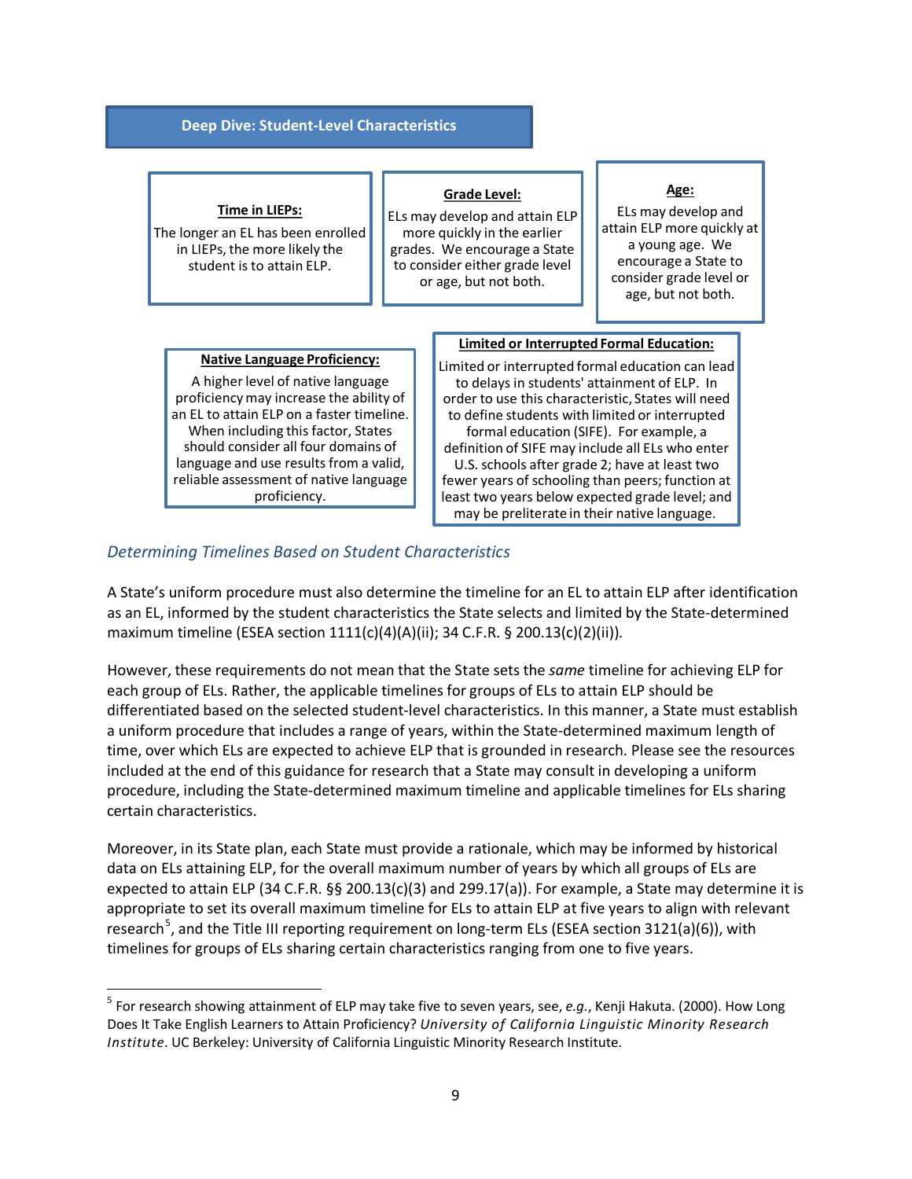## Deep Dive: Student-Level Characteristics

**Time in LIEPs:**
The longer an EL has been enrolled in LIEPs, the more likely the student is to attain ELP.

**Grade Level:**
ELs may develop and attain ELP more quickly in the earlier grades. We encourage a State to consider either grade level or age, but not both.

**Age:**
ELs may develop and attain ELP more quickly at a young age. We encourage a State to consider grade level or age, but not both.

**Native Language Proficiency:**
A higher level of native language proficiency may increase the ability of an EL to attain ELP on a faster timeline. When including this factor, States should consider all four domains of language and use results from a valid, reliable assessment of native language proficiency.

**Limited or Interrupted Formal Education:**
Limited or interrupted formal education can lead to delays in students' attainment of ELP. In order to use this characteristic, States will need to define students with limited or interrupted formal education (SIFE). For example, a definition of SIFE may include all ELs who enter U.S. schools after grade 2; have at least two fewer years of schooling than peers; function at least two years below expected grade level; and may be preliterate in their native language.

### *Determining Timelines Based on Student Characteristics*

A State's uniform procedure must also determine the timeline for an EL to attain ELP after identification as an EL, informed by the student characteristics the State selects and limited by the State-determined maximum timeline (ESEA section 1111(c)(4)(A)(ii); 34 C.F.R. § 200.13(c)(2)(ii)).

However, these requirements do not mean that the State sets the *same* timeline for achieving ELP for each group of ELs. Rather, the applicable timelines for groups of ELs to attain ELP should be differentiated based on the selected student-level characteristics. In this manner, a State must establish a uniform procedure that includes a range of years, within the State-determined maximum length of time, over which ELs are expected to achieve ELP that is grounded in research. Please see the resources included at the end of this guidance for research that a State may consult in developing a uniform procedure, including the State-determined maximum timeline and applicable timelines for ELs sharing certain characteristics.

Moreover, in its State plan, each State must provide a rationale, which may be informed by historical data on ELs attaining ELP, for the overall maximum number of years by which all groups of ELs are expected to attain ELP (34 C.F.R. §§ 200.13(c)(3) and 299.17(a)). For example, a State may determine it is appropriate to set its overall maximum timeline for ELs to attain ELP at five years to align with relevant research[5], and the Title III reporting requirement on long-term ELs (ESEA section 3121(a)(6)), with timelines for groups of ELs sharing certain characteristics ranging from one to five years.

---

[5] For research showing attainment of ELP may take five to seven years, see, *e.g.*, Kenji Hakuta. (2000). How Long Does It Take English Learners to Attain Proficiency? *University of California Linguistic Minority Research Institute*. UC Berkeley: University of California Linguistic Minority Research Institute.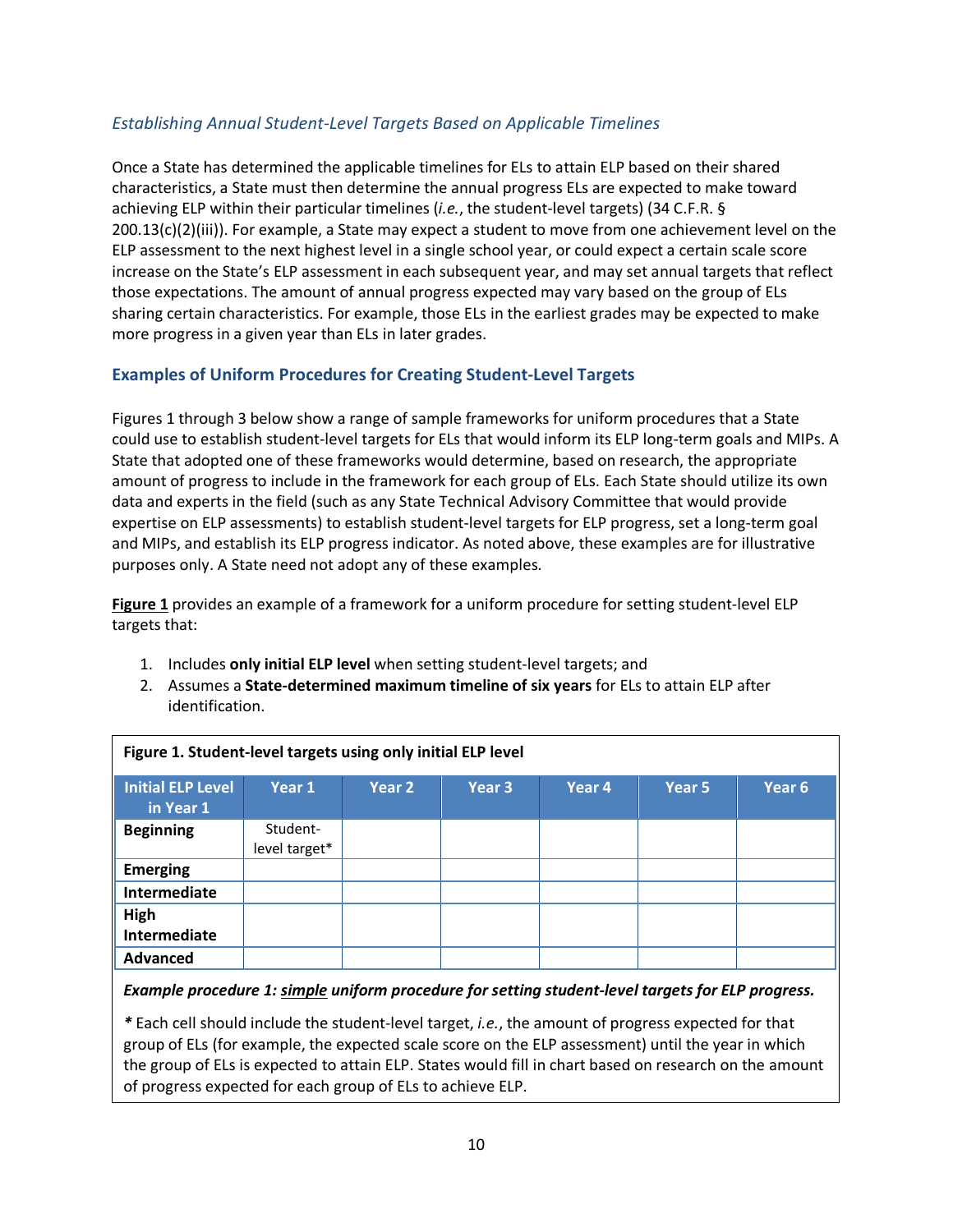### *Establishing Annual Student-Level Targets Based on Applicable Timelines*

Once a State has determined the applicable timelines for ELs to attain ELP based on their shared characteristics, a State must then determine the annual progress ELs are expected to make toward achieving ELP within their particular timelines (*i.e.*, the student-level targets) (34 C.F.R. § 200.13(c)(2)(iii)). For example, a State may expect a student to move from one achievement level on the ELP assessment to the next highest level in a single school year, or could expect a certain scale score increase on the State's ELP assessment in each subsequent year, and may set annual targets that reflect those expectations. The amount of annual progress expected may vary based on the group of ELs sharing certain characteristics. For example, those ELs in the earliest grades may be expected to make more progress in a given year than ELs in later grades.

## Examples of Uniform Procedures for Creating Student-Level Targets

Figures 1 through 3 below show a range of sample frameworks for uniform procedures that a State could use to establish student-level targets for ELs that would inform its ELP long-term goals and MIPs. A State that adopted one of these frameworks would determine, based on research, the appropriate amount of progress to include in the framework for each group of ELs. Each State should utilize its own data and experts in the field (such as any State Technical Advisory Committee that would provide expertise on ELP assessments) to establish student-level targets for ELP progress, set a long-term goal and MIPs, and establish its ELP progress indicator. As noted above, these examples are for illustrative purposes only. A State need not adopt any of these examples.

**Figure 1** provides an example of a framework for a uniform procedure for setting student-level ELP targets that:

1. Includes **only initial ELP level** when setting student-level targets; and
2. Assumes a **State-determined maximum timeline of six years** for ELs to attain ELP after identification.

**Figure 1. Student-level targets using only initial ELP level**

| Initial ELP Level in Year 1 | Year 1 | Year 2 | Year 3 | Year 4 | Year 5 | Year 6 |
|---|---|---|---|---|---|---|
| **Beginning** | Student-level target* | | | | | |
| **Emerging** | | | | | | |
| **Intermediate** | | | | | | |
| **High Intermediate** | | | | | | |
| **Advanced** | | | | | | |

***Example procedure 1: simple uniform procedure for setting student-level targets for ELP progress.***

*\** Each cell should include the student-level target, *i.e.*, the amount of progress expected for that group of ELs (for example, the expected scale score on the ELP assessment) until the year in which the group of ELs is expected to attain ELP. States would fill in chart based on research on the amount of progress expected for each group of ELs to achieve ELP.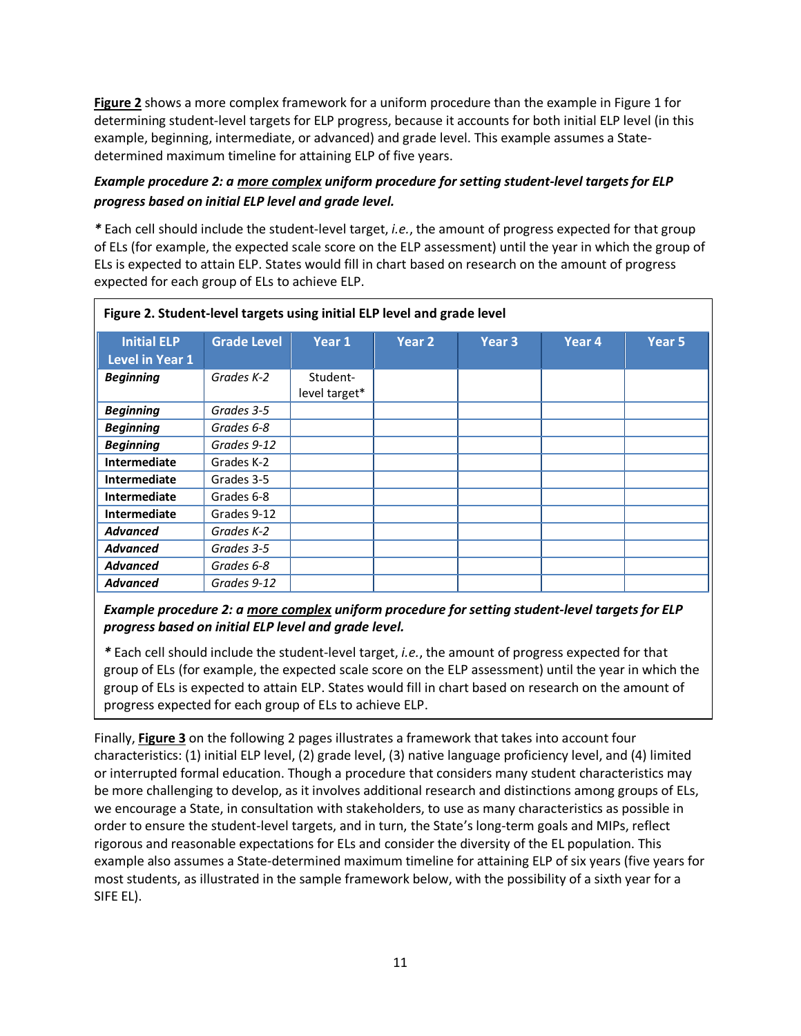**Figure 2** shows a more complex framework for a uniform procedure than the example in Figure 1 for determining student-level targets for ELP progress, because it accounts for both initial ELP level (in this example, beginning, intermediate, or advanced) and grade level. This example assumes a State-determined maximum timeline for attaining ELP of five years.

***Example procedure 2: a more complex uniform procedure for setting student-level targets for ELP progress based on initial ELP level and grade level.***

***** Each cell should include the student-level target, *i.e.*, the amount of progress expected for that group of ELs (for example, the expected scale score on the ELP assessment) until the year in which the group of ELs is expected to attain ELP. States would fill in chart based on research on the amount of progress expected for each group of ELs to achieve ELP.

**Figure 2. Student-level targets using initial ELP level and grade level**

| Initial ELP Level in Year 1 | Grade Level | Year 1 | Year 2 | Year 3 | Year 4 | Year 5 |
|---|---|---|---|---|---|---|
| ***Beginning*** | *Grades K-2* | Student-level target* | | | | |
| ***Beginning*** | *Grades 3-5* | | | | | |
| ***Beginning*** | *Grades 6-8* | | | | | |
| ***Beginning*** | *Grades 9-12* | | | | | |
| **Intermediate** | Grades K-2 | | | | | |
| **Intermediate** | Grades 3-5 | | | | | |
| **Intermediate** | Grades 6-8 | | | | | |
| **Intermediate** | Grades 9-12 | | | | | |
| ***Advanced*** | *Grades K-2* | | | | | |
| ***Advanced*** | *Grades 3-5* | | | | | |
| ***Advanced*** | *Grades 6-8* | | | | | |
| ***Advanced*** | *Grades 9-12* | | | | | |

***Example procedure 2: a more complex uniform procedure for setting student-level targets for ELP progress based on initial ELP level and grade level.***

***** Each cell should include the student-level target, *i.e.*, the amount of progress expected for that group of ELs (for example, the expected scale score on the ELP assessment) until the year in which the group of ELs is expected to attain ELP. States would fill in chart based on research on the amount of progress expected for each group of ELs to achieve ELP.

Finally, **Figure 3** on the following 2 pages illustrates a framework that takes into account four characteristics: (1) initial ELP level, (2) grade level, (3) native language proficiency level, and (4) limited or interrupted formal education. Though a procedure that considers many student characteristics may be more challenging to develop, as it involves additional research and distinctions among groups of ELs, we encourage a State, in consultation with stakeholders, to use as many characteristics as possible in order to ensure the student-level targets, and in turn, the State's long-term goals and MIPs, reflect rigorous and reasonable expectations for ELs and consider the diversity of the EL population. This example also assumes a State-determined maximum timeline for attaining ELP of six years (five years for most students, as illustrated in the sample framework below, with the possibility of a sixth year for a SIFE EL).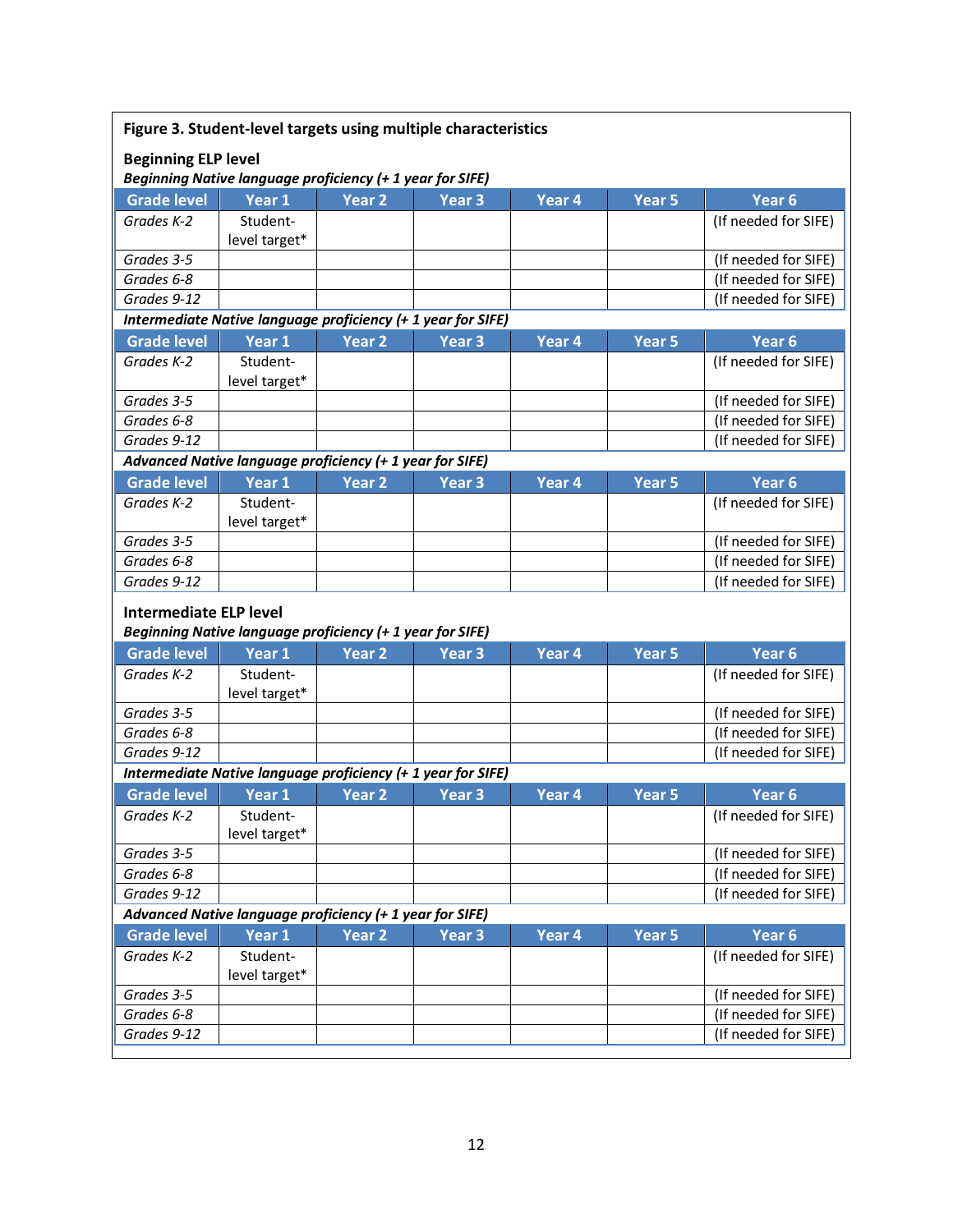**Figure 3. Student-level targets using multiple characteristics**

**Beginning ELP level**

***Beginning Native language proficiency (+ 1 year for SIFE)***

| Grade level | Year 1 | Year 2 | Year 3 | Year 4 | Year 5 | Year 6 |
|---|---|---|---|---|---|---|
| *Grades K-2* | Student-level target* | | | | | (If needed for SIFE) |
| *Grades 3-5* | | | | | | (If needed for SIFE) |
| *Grades 6-8* | | | | | | (If needed for SIFE) |
| *Grades 9-12* | | | | | | (If needed for SIFE) |

***Intermediate Native language proficiency (+ 1 year for SIFE)***

| Grade level | Year 1 | Year 2 | Year 3 | Year 4 | Year 5 | Year 6 |
|---|---|---|---|---|---|---|
| *Grades K-2* | Student-level target* | | | | | (If needed for SIFE) |
| *Grades 3-5* | | | | | | (If needed for SIFE) |
| *Grades 6-8* | | | | | | (If needed for SIFE) |
| *Grades 9-12* | | | | | | (If needed for SIFE) |

***Advanced Native language proficiency (+ 1 year for SIFE)***

| Grade level | Year 1 | Year 2 | Year 3 | Year 4 | Year 5 | Year 6 |
|---|---|---|---|---|---|---|
| *Grades K-2* | Student-level target* | | | | | (If needed for SIFE) |
| *Grades 3-5* | | | | | | (If needed for SIFE) |
| *Grades 6-8* | | | | | | (If needed for SIFE) |
| *Grades 9-12* | | | | | | (If needed for SIFE) |

**Intermediate ELP level**

***Beginning Native language proficiency (+ 1 year for SIFE)***

| Grade level | Year 1 | Year 2 | Year 3 | Year 4 | Year 5 | Year 6 |
|---|---|---|---|---|---|---|
| *Grades K-2* | Student-level target* | | | | | (If needed for SIFE) |
| *Grades 3-5* | | | | | | (If needed for SIFE) |
| *Grades 6-8* | | | | | | (If needed for SIFE) |
| *Grades 9-12* | | | | | | (If needed for SIFE) |

***Intermediate Native language proficiency (+ 1 year for SIFE)***

| Grade level | Year 1 | Year 2 | Year 3 | Year 4 | Year 5 | Year 6 |
|---|---|---|---|---|---|---|
| *Grades K-2* | Student-level target* | | | | | (If needed for SIFE) |
| *Grades 3-5* | | | | | | (If needed for SIFE) |
| *Grades 6-8* | | | | | | (If needed for SIFE) |
| *Grades 9-12* | | | | | | (If needed for SIFE) |

***Advanced Native language proficiency (+ 1 year for SIFE)***

| Grade level | Year 1 | Year 2 | Year 3 | Year 4 | Year 5 | Year 6 |
|---|---|---|---|---|---|---|
| *Grades K-2* | Student-level target* | | | | | (If needed for SIFE) |
| *Grades 3-5* | | | | | | (If needed for SIFE) |
| *Grades 6-8* | | | | | | (If needed for SIFE) |
| *Grades 9-12* | | | | | | (If needed for SIFE) |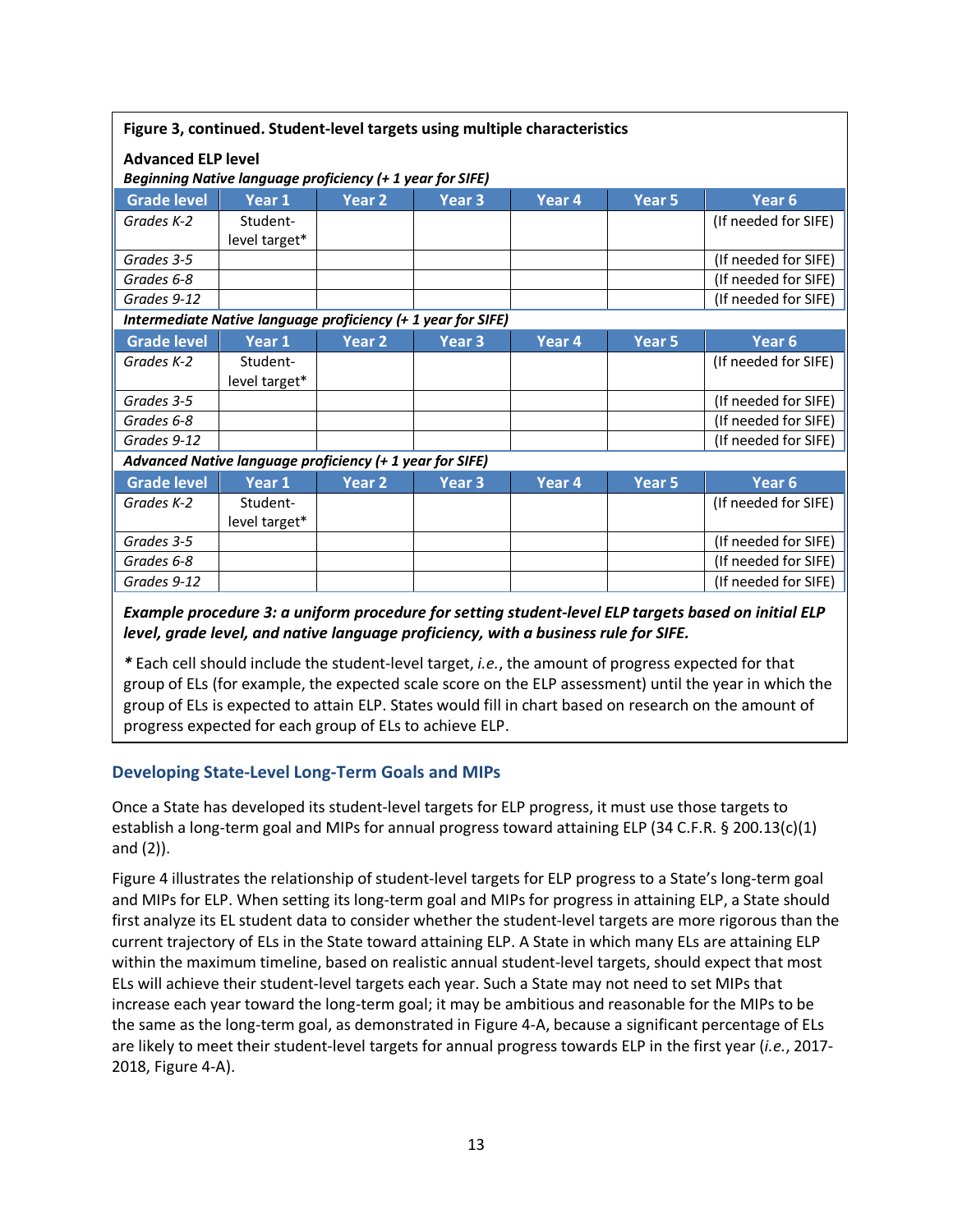**Figure 3, continued. Student-level targets using multiple characteristics**

**Advanced ELP level**

***Beginning Native language proficiency (+ 1 year for SIFE)***

| Grade level | Year 1 | Year 2 | Year 3 | Year 4 | Year 5 | Year 6 |
|---|---|---|---|---|---|---|
| *Grades K-2* | Student-level target* | | | | | (If needed for SIFE) |
| *Grades 3-5* | | | | | | (If needed for SIFE) |
| *Grades 6-8* | | | | | | (If needed for SIFE) |
| *Grades 9-12* | | | | | | (If needed for SIFE) |

***Intermediate Native language proficiency (+ 1 year for SIFE)***

| Grade level | Year 1 | Year 2 | Year 3 | Year 4 | Year 5 | Year 6 |
|---|---|---|---|---|---|---|
| *Grades K-2* | Student-level target* | | | | | (If needed for SIFE) |
| *Grades 3-5* | | | | | | (If needed for SIFE) |
| *Grades 6-8* | | | | | | (If needed for SIFE) |
| *Grades 9-12* | | | | | | (If needed for SIFE) |

***Advanced Native language proficiency (+ 1 year for SIFE)***

| Grade level | Year 1 | Year 2 | Year 3 | Year 4 | Year 5 | Year 6 |
|---|---|---|---|---|---|---|
| *Grades K-2* | Student-level target* | | | | | (If needed for SIFE) |
| *Grades 3-5* | | | | | | (If needed for SIFE) |
| *Grades 6-8* | | | | | | (If needed for SIFE) |
| *Grades 9-12* | | | | | | (If needed for SIFE) |

***Example procedure 3: a uniform procedure for setting student-level ELP targets based on initial ELP level, grade level, and native language proficiency, with a business rule for SIFE.***

***** Each cell should include the student-level target, *i.e.*, the amount of progress expected for that group of ELs (for example, the expected scale score on the ELP assessment) until the year in which the group of ELs is expected to attain ELP. States would fill in chart based on research on the amount of progress expected for each group of ELs to achieve ELP.

## Developing State-Level Long-Term Goals and MIPs

Once a State has developed its student-level targets for ELP progress, it must use those targets to establish a long-term goal and MIPs for annual progress toward attaining ELP (34 C.F.R. § 200.13(c)(1) and (2)).

Figure 4 illustrates the relationship of student-level targets for ELP progress to a State's long-term goal and MIPs for ELP. When setting its long-term goal and MIPs for progress in attaining ELP, a State should first analyze its EL student data to consider whether the student-level targets are more rigorous than the current trajectory of ELs in the State toward attaining ELP. A State in which many ELs are attaining ELP within the maximum timeline, based on realistic annual student-level targets, should expect that most ELs will achieve their student-level targets each year. Such a State may not need to set MIPs that increase each year toward the long-term goal; it may be ambitious and reasonable for the MIPs to be the same as the long-term goal, as demonstrated in Figure 4-A, because a significant percentage of ELs are likely to meet their student-level targets for annual progress towards ELP in the first year (*i.e.*, 2017-2018, Figure 4-A).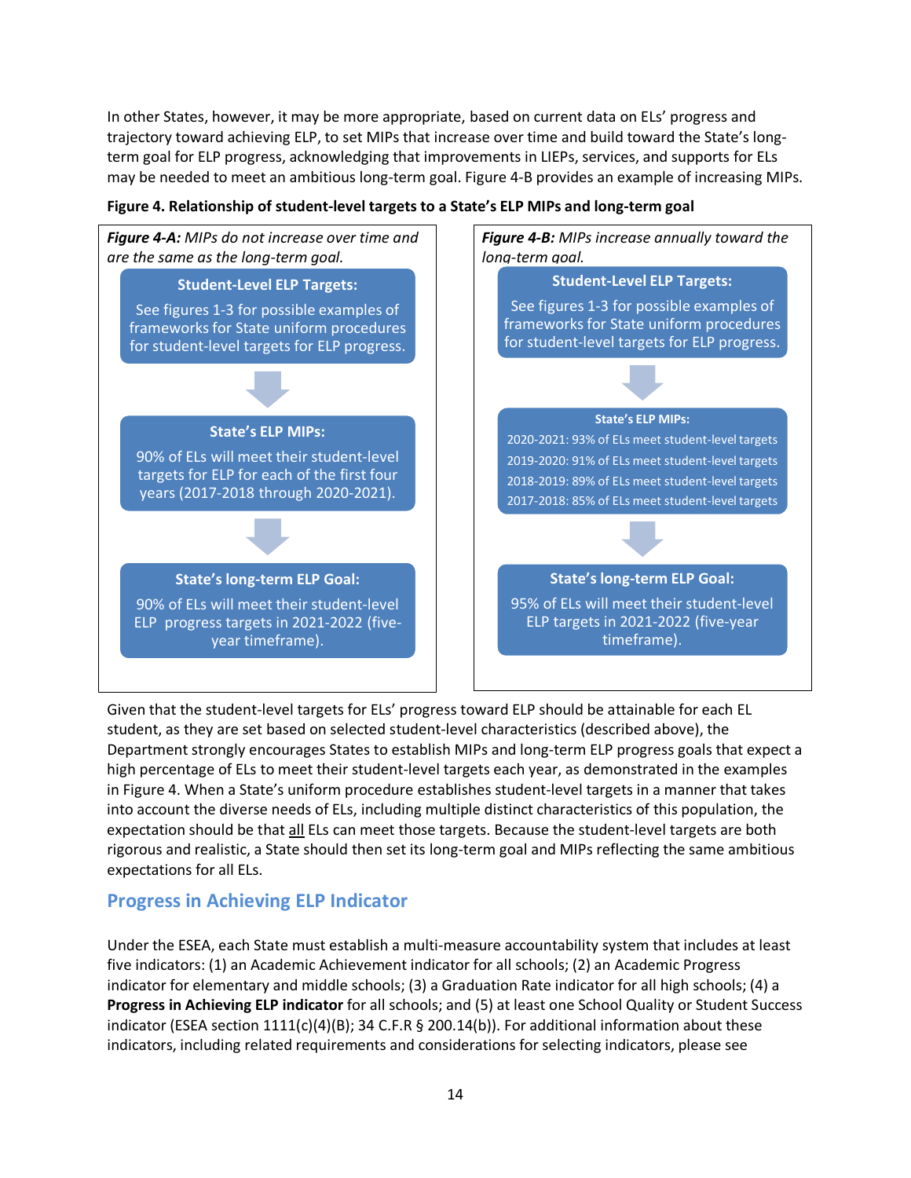In other States, however, it may be more appropriate, based on current data on ELs' progress and trajectory toward achieving ELP, to set MIPs that increase over time and build toward the State's long-term goal for ELP progress, acknowledging that improvements in LIEPs, services, and supports for ELs may be needed to meet an ambitious long-term goal. Figure 4-B provides an example of increasing MIPs.

**Figure 4. Relationship of student-level targets to a State's ELP MIPs and long-term goal**

***Figure 4-A:*** *MIPs do not increase over time and are the same as the long-term goal.*

**Student-Level ELP Targets:**

See figures 1-3 for possible examples of frameworks for State uniform procedures for student-level targets for ELP progress.

↓

**State's ELP MIPs:**

90% of ELs will meet their student-level targets for ELP for each of the first four years (2017-2018 through 2020-2021).

↓

**State's long-term ELP Goal:**

90% of ELs will meet their student-level ELP progress targets in 2021-2022 (five-year timeframe).

***Figure 4-B:*** *MIPs increase annually toward the long-term goal.*

**Student-Level ELP Targets:**

See figures 1-3 for possible examples of frameworks for State uniform procedures for student-level targets for ELP progress.

↓

**State's ELP MIPs:**

2020-2021: 93% of ELs meet student-level targets
2019-2020: 91% of ELs meet student-level targets
2018-2019: 89% of ELs meet student-level targets
2017-2018: 85% of ELs meet student-level targets

↓

**State's long-term ELP Goal:**

95% of ELs will meet their student-level ELP targets in 2021-2022 (five-year timeframe).

Given that the student-level targets for ELs' progress toward ELP should be attainable for each EL student, as they are set based on selected student-level characteristics (described above), the Department strongly encourages States to establish MIPs and long-term ELP progress goals that expect a high percentage of ELs to meet their student-level targets each year, as demonstrated in the examples in Figure 4. When a State's uniform procedure establishes student-level targets in a manner that takes into account the diverse needs of ELs, including multiple distinct characteristics of this population, the expectation should be that <u>all</u> ELs can meet those targets. Because the student-level targets are both rigorous and realistic, a State should then set its long-term goal and MIPs reflecting the same ambitious expectations for all ELs.

## Progress in Achieving ELP Indicator

Under the ESEA, each State must establish a multi-measure accountability system that includes at least five indicators: (1) an Academic Achievement indicator for all schools; (2) an Academic Progress indicator for elementary and middle schools; (3) a Graduation Rate indicator for all high schools; (4) a **Progress in Achieving ELP indicator** for all schools; and (5) at least one School Quality or Student Success indicator (ESEA section 1111(c)(4)(B); 34 C.F.R § 200.14(b)). For additional information about these indicators, including related requirements and considerations for selecting indicators, please see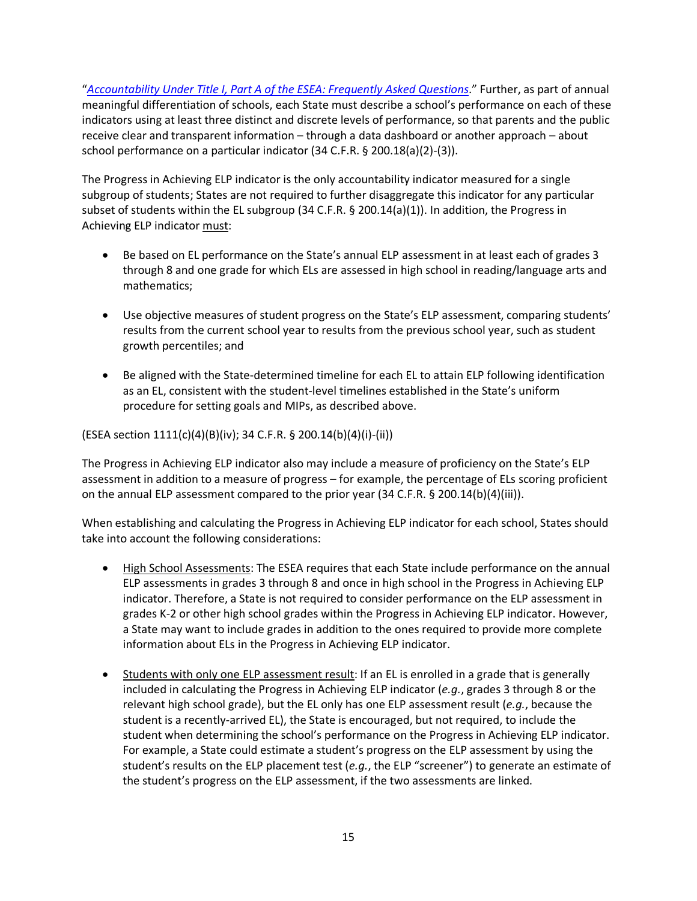"*Accountability Under Title I, Part A of the ESEA: Frequently Asked Questions*." Further, as part of annual meaningful differentiation of schools, each State must describe a school's performance on each of these indicators using at least three distinct and discrete levels of performance, so that parents and the public receive clear and transparent information – through a data dashboard or another approach – about school performance on a particular indicator (34 C.F.R. § 200.18(a)(2)-(3)).

The Progress in Achieving ELP indicator is the only accountability indicator measured for a single subgroup of students; States are not required to further disaggregate this indicator for any particular subset of students within the EL subgroup (34 C.F.R. § 200.14(a)(1)). In addition, the Progress in Achieving ELP indicator must:

- Be based on EL performance on the State's annual ELP assessment in at least each of grades 3 through 8 and one grade for which ELs are assessed in high school in reading/language arts and mathematics;
- Use objective measures of student progress on the State's ELP assessment, comparing students' results from the current school year to results from the previous school year, such as student growth percentiles; and
- Be aligned with the State-determined timeline for each EL to attain ELP following identification as an EL, consistent with the student-level timelines established in the State's uniform procedure for setting goals and MIPs, as described above.

(ESEA section 1111(c)(4)(B)(iv); 34 C.F.R. § 200.14(b)(4)(i)-(ii))

The Progress in Achieving ELP indicator also may include a measure of proficiency on the State's ELP assessment in addition to a measure of progress – for example, the percentage of ELs scoring proficient on the annual ELP assessment compared to the prior year (34 C.F.R. § 200.14(b)(4)(iii)).

When establishing and calculating the Progress in Achieving ELP indicator for each school, States should take into account the following considerations:

- High School Assessments: The ESEA requires that each State include performance on the annual ELP assessments in grades 3 through 8 and once in high school in the Progress in Achieving ELP indicator. Therefore, a State is not required to consider performance on the ELP assessment in grades K-2 or other high school grades within the Progress in Achieving ELP indicator. However, a State may want to include grades in addition to the ones required to provide more complete information about ELs in the Progress in Achieving ELP indicator.
- Students with only one ELP assessment result: If an EL is enrolled in a grade that is generally included in calculating the Progress in Achieving ELP indicator (*e.g.*, grades 3 through 8 or the relevant high school grade), but the EL only has one ELP assessment result (*e.g.*, because the student is a recently-arrived EL), the State is encouraged, but not required, to include the student when determining the school's performance on the Progress in Achieving ELP indicator. For example, a State could estimate a student's progress on the ELP assessment by using the student's results on the ELP placement test (*e.g.*, the ELP "screener") to generate an estimate of the student's progress on the ELP assessment, if the two assessments are linked.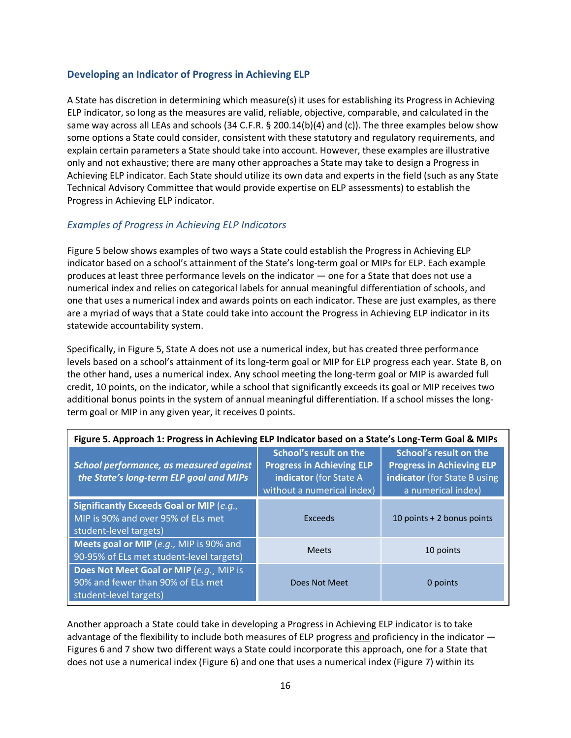### Developing an Indicator of Progress in Achieving ELP

A State has discretion in determining which measure(s) it uses for establishing its Progress in Achieving ELP indicator, so long as the measures are valid, reliable, objective, comparable, and calculated in the same way across all LEAs and schools (34 C.F.R. § 200.14(b)(4) and (c)). The three examples below show some options a State could consider, consistent with these statutory and regulatory requirements, and explain certain parameters a State should take into account. However, these examples are illustrative only and not exhaustive; there are many other approaches a State may take to design a Progress in Achieving ELP indicator. Each State should utilize its own data and experts in the field (such as any State Technical Advisory Committee that would provide expertise on ELP assessments) to establish the Progress in Achieving ELP indicator.

#### *Examples of Progress in Achieving ELP Indicators*

Figure 5 below shows examples of two ways a State could establish the Progress in Achieving ELP indicator based on a school's attainment of the State's long-term goal or MIPs for ELP. Each example produces at least three performance levels on the indicator — one for a State that does not use a numerical index and relies on categorical labels for annual meaningful differentiation of schools, and one that uses a numerical index and awards points on each indicator. These are just examples, as there are a myriad of ways that a State could take into account the Progress in Achieving ELP indicator in its statewide accountability system.

Specifically, in Figure 5, State A does not use a numerical index, but has created three performance levels based on a school's attainment of its long-term goal or MIP for ELP progress each year. State B, on the other hand, uses a numerical index. Any school meeting the long-term goal or MIP is awarded full credit, 10 points, on the indicator, while a school that significantly exceeds its goal or MIP receives two additional bonus points in the system of annual meaningful differentiation. If a school misses the long-term goal or MIP in any given year, it receives 0 points.

**Figure 5. Approach 1: Progress in Achieving ELP Indicator based on a State's Long-Term Goal & MIPs**

| ***School performance, as measured against the State's long-term ELP goal and MIPs*** | **School's result on the Progress in Achieving ELP indicator** (for State A without a numerical index) | **School's result on the Progress in Achieving ELP indicator** (for State B using a numerical index) |
|---|---|---|
| **Significantly Exceeds Goal or MIP** (*e.g.,* MIP is 90% and over 95% of ELs met student-level targets) | Exceeds | 10 points + 2 bonus points |
| **Meets goal or MIP** (*e.g.,* MIP is 90% and 90-95% of ELs met student-level targets) | Meets | 10 points |
| **Does Not Meet Goal or MIP** (*e.g.,* MIP is 90% and fewer than 90% of ELs met student-level targets) | Does Not Meet | 0 points |

Another approach a State could take in developing a Progress in Achieving ELP indicator is to take advantage of the flexibility to include both measures of ELP progress and proficiency in the indicator — Figures 6 and 7 show two different ways a State could incorporate this approach, one for a State that does not use a numerical index (Figure 6) and one that uses a numerical index (Figure 7) within its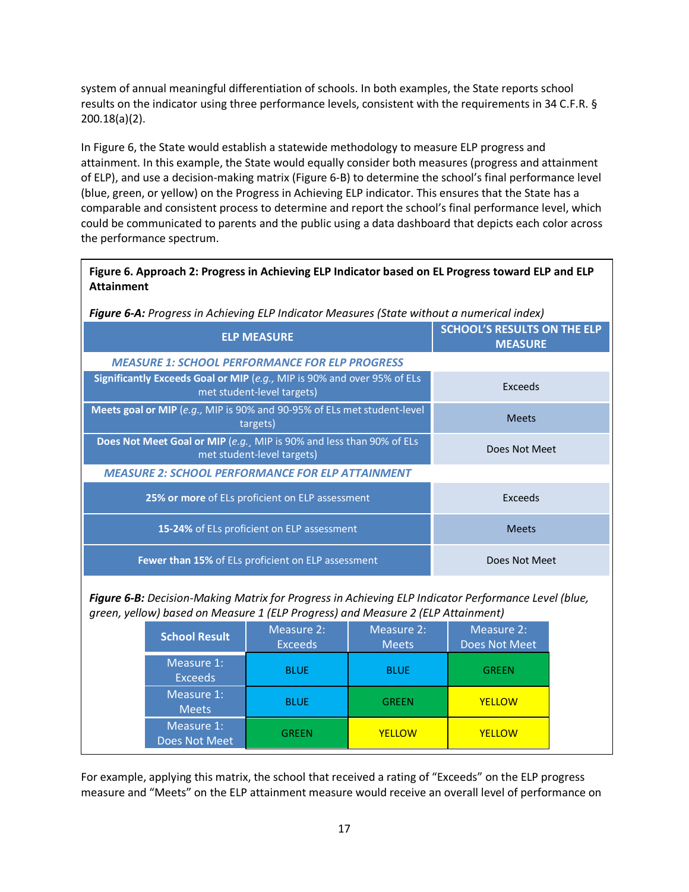system of annual meaningful differentiation of schools. In both examples, the State reports school results on the indicator using three performance levels, consistent with the requirements in 34 C.F.R. § 200.18(a)(2).

In Figure 6, the State would establish a statewide methodology to measure ELP progress and attainment. In this example, the State would equally consider both measures (progress and attainment of ELP), and use a decision-making matrix (Figure 6-B) to determine the school's final performance level (blue, green, or yellow) on the Progress in Achieving ELP indicator. This ensures that the State has a comparable and consistent process to determine and report the school's final performance level, which could be communicated to parents and the public using a data dashboard that depicts each color across the performance spectrum.

**Figure 6. Approach 2: Progress in Achieving ELP Indicator based on EL Progress toward ELP and ELP Attainment**

***Figure 6-A:*** *Progress in Achieving ELP Indicator Measures (State without a numerical index)*

| ELP MEASURE | SCHOOL'S RESULTS ON THE ELP MEASURE |
|---|---|
| ***MEASURE 1: SCHOOL PERFORMANCE FOR ELP PROGRESS*** | |
| **Significantly Exceeds Goal or MIP** (*e.g.,* MIP is 90% and over 95% of ELs met student-level targets) | Exceeds |
| **Meets goal or MIP** (*e.g.,* MIP is 90% and 90-95% of ELs met student-level targets) | Meets |
| **Does Not Meet Goal or MIP** (*e.g.,* MIP is 90% and less than 90% of ELs met student-level targets) | Does Not Meet |
| ***MEASURE 2: SCHOOL PERFORMANCE FOR ELP ATTAINMENT*** | |
| **25% or more** of ELs proficient on ELP assessment | Exceeds |
| **15-24%** of ELs proficient on ELP assessment | Meets |
| **Fewer than 15%** of ELs proficient on ELP assessment | Does Not Meet |

***Figure 6-B:*** *Decision-Making Matrix for Progress in Achieving ELP Indicator Performance Level (blue, green, yellow) based on Measure 1 (ELP Progress) and Measure 2 (ELP Attainment)*

| School Result | Measure 2: Exceeds | Measure 2: Meets | Measure 2: Does Not Meet |
|---|---|---|---|
| Measure 1: Exceeds | BLUE | BLUE | GREEN |
| Measure 1: Meets | BLUE | GREEN | YELLOW |
| Measure 1: Does Not Meet | GREEN | YELLOW | YELLOW |

For example, applying this matrix, the school that received a rating of "Exceeds" on the ELP progress measure and "Meets" on the ELP attainment measure would receive an overall level of performance on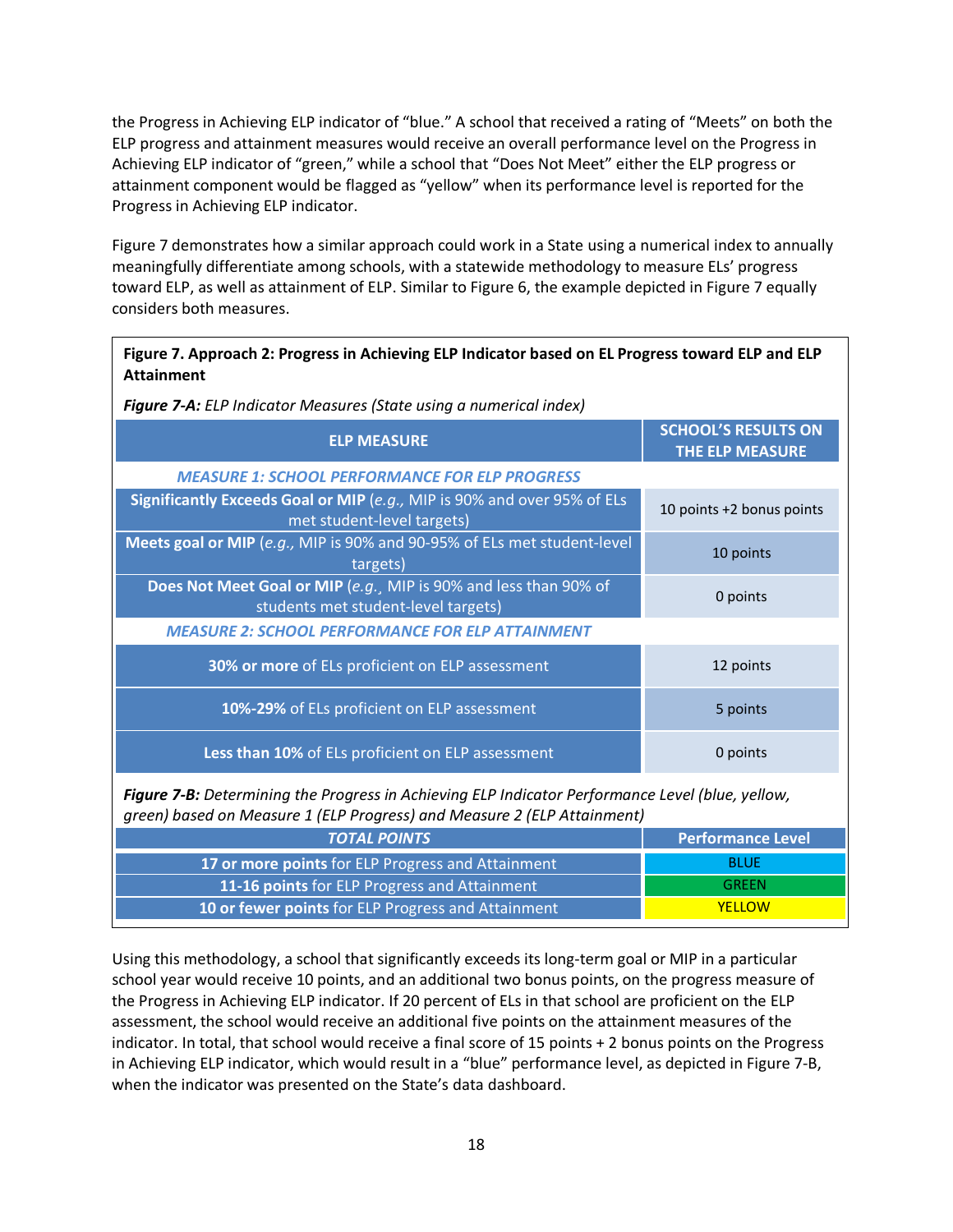the Progress in Achieving ELP indicator of "blue." A school that received a rating of "Meets" on both the ELP progress and attainment measures would receive an overall performance level on the Progress in Achieving ELP indicator of "green," while a school that "Does Not Meet" either the ELP progress or attainment component would be flagged as "yellow" when its performance level is reported for the Progress in Achieving ELP indicator.

Figure 7 demonstrates how a similar approach could work in a State using a numerical index to annually meaningfully differentiate among schools, with a statewide methodology to measure ELs' progress toward ELP, as well as attainment of ELP. Similar to Figure 6, the example depicted in Figure 7 equally considers both measures.

**Figure 7. Approach 2: Progress in Achieving ELP Indicator based on EL Progress toward ELP and ELP Attainment**

***Figure 7-A:*** *ELP Indicator Measures (State using a numerical index)*

| ELP MEASURE | SCHOOL'S RESULTS ON THE ELP MEASURE |
|---|---|
| ***MEASURE 1: SCHOOL PERFORMANCE FOR ELP PROGRESS*** | |
| **Significantly Exceeds Goal or MIP** (*e.g.,* MIP is 90% and over 95% of ELs met student-level targets) | 10 points +2 bonus points |
| **Meets goal or MIP** (*e.g.,* MIP is 90% and 90-95% of ELs met student-level targets) | 10 points |
| **Does Not Meet Goal or MIP** (*e.g.,* MIP is 90% and less than 90% of students met student-level targets) | 0 points |
| ***MEASURE 2: SCHOOL PERFORMANCE FOR ELP ATTAINMENT*** | |
| **30% or more** of ELs proficient on ELP assessment | 12 points |
| **10%-29%** of ELs proficient on ELP assessment | 5 points |
| **Less than 10%** of ELs proficient on ELP assessment | 0 points |

***Figure 7-B:*** *Determining the Progress in Achieving ELP Indicator Performance Level (blue, yellow, green) based on Measure 1 (ELP Progress) and Measure 2 (ELP Attainment)*

| *TOTAL POINTS* | Performance Level |
|---|---|
| **17 or more points** for ELP Progress and Attainment | BLUE |
| **11-16 points** for ELP Progress and Attainment | GREEN |
| **10 or fewer points** for ELP Progress and Attainment | YELLOW |

Using this methodology, a school that significantly exceeds its long-term goal or MIP in a particular school year would receive 10 points, and an additional two bonus points, on the progress measure of the Progress in Achieving ELP indicator. If 20 percent of ELs in that school are proficient on the ELP assessment, the school would receive an additional five points on the attainment measures of the indicator. In total, that school would receive a final score of 15 points + 2 bonus points on the Progress in Achieving ELP indicator, which would result in a "blue" performance level, as depicted in Figure 7-B, when the indicator was presented on the State's data dashboard.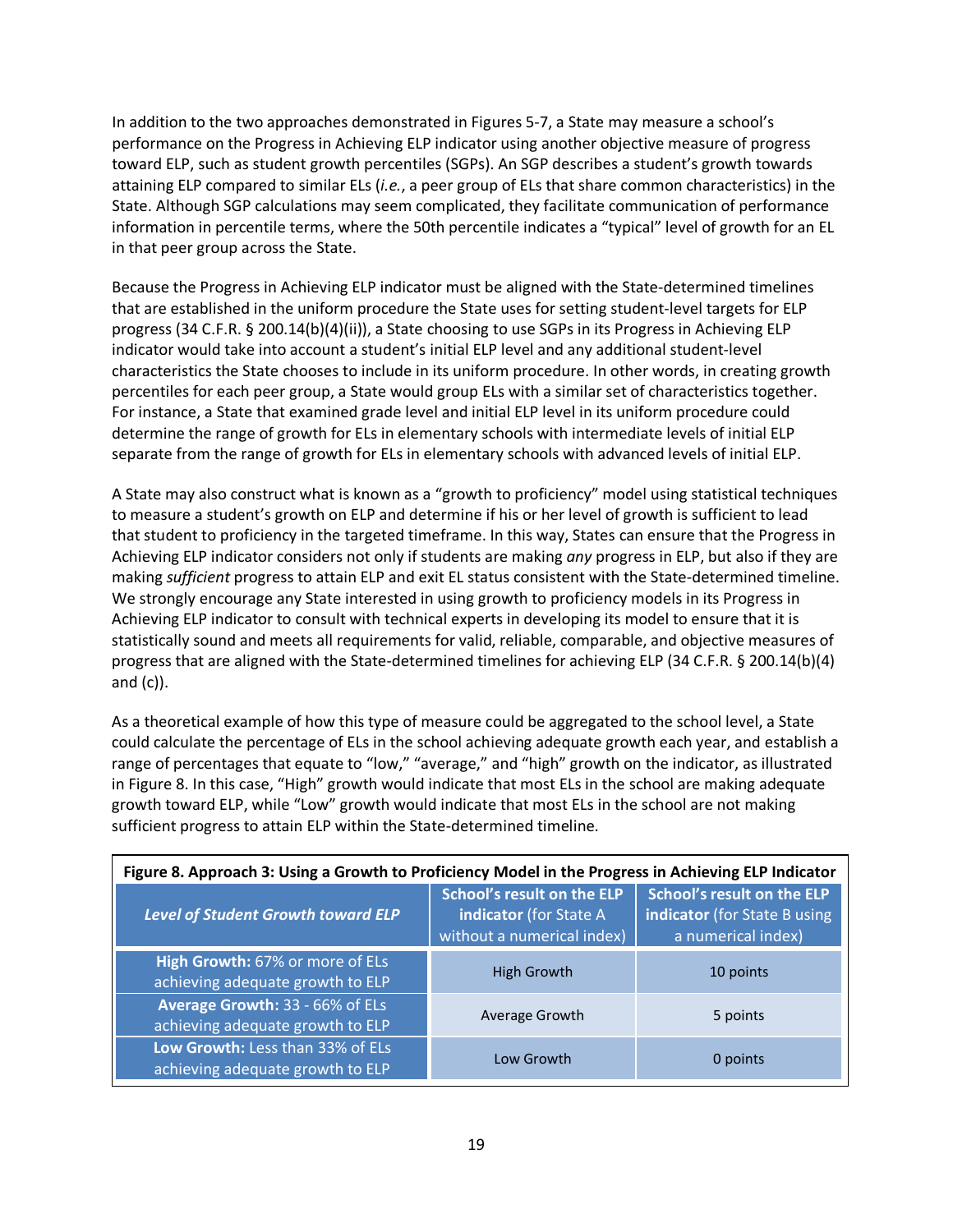In addition to the two approaches demonstrated in Figures 5-7, a State may measure a school's performance on the Progress in Achieving ELP indicator using another objective measure of progress toward ELP, such as student growth percentiles (SGPs). An SGP describes a student's growth towards attaining ELP compared to similar ELs (*i.e.*, a peer group of ELs that share common characteristics) in the State. Although SGP calculations may seem complicated, they facilitate communication of performance information in percentile terms, where the 50th percentile indicates a "typical" level of growth for an EL in that peer group across the State.

Because the Progress in Achieving ELP indicator must be aligned with the State-determined timelines that are established in the uniform procedure the State uses for setting student-level targets for ELP progress (34 C.F.R. § 200.14(b)(4)(ii)), a State choosing to use SGPs in its Progress in Achieving ELP indicator would take into account a student's initial ELP level and any additional student-level characteristics the State chooses to include in its uniform procedure. In other words, in creating growth percentiles for each peer group, a State would group ELs with a similar set of characteristics together. For instance, a State that examined grade level and initial ELP level in its uniform procedure could determine the range of growth for ELs in elementary schools with intermediate levels of initial ELP separate from the range of growth for ELs in elementary schools with advanced levels of initial ELP.

A State may also construct what is known as a "growth to proficiency" model using statistical techniques to measure a student's growth on ELP and determine if his or her level of growth is sufficient to lead that student to proficiency in the targeted timeframe. In this way, States can ensure that the Progress in Achieving ELP indicator considers not only if students are making *any* progress in ELP, but also if they are making *sufficient* progress to attain ELP and exit EL status consistent with the State-determined timeline. We strongly encourage any State interested in using growth to proficiency models in its Progress in Achieving ELP indicator to consult with technical experts in developing its model to ensure that it is statistically sound and meets all requirements for valid, reliable, comparable, and objective measures of progress that are aligned with the State-determined timelines for achieving ELP (34 C.F.R. § 200.14(b)(4) and (c)).

As a theoretical example of how this type of measure could be aggregated to the school level, a State could calculate the percentage of ELs in the school achieving adequate growth each year, and establish a range of percentages that equate to "low," "average," and "high" growth on the indicator, as illustrated in Figure 8. In this case, "High" growth would indicate that most ELs in the school are making adequate growth toward ELP, while "Low" growth would indicate that most ELs in the school are not making sufficient progress to attain ELP within the State-determined timeline.

**Figure 8. Approach 3: Using a Growth to Proficiency Model in the Progress in Achieving ELP Indicator**

| ***Level of Student Growth toward ELP*** | **School's result on the ELP indicator** (for State A without a numerical index) | **School's result on the ELP indicator** (for State B using a numerical index) |
|---|---|---|
| **High Growth:** 67% or more of ELs achieving adequate growth to ELP | High Growth | 10 points |
| **Average Growth:** 33 - 66% of ELs achieving adequate growth to ELP | Average Growth | 5 points |
| **Low Growth:** Less than 33% of ELs achieving adequate growth to ELP | Low Growth | 0 points |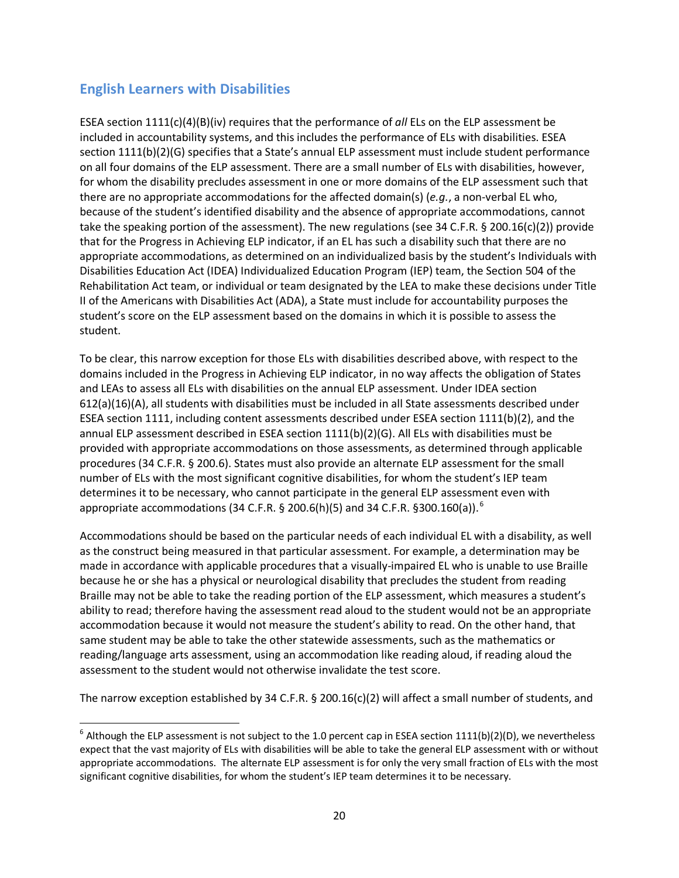## English Learners with Disabilities

ESEA section 1111(c)(4)(B)(iv) requires that the performance of *all* ELs on the ELP assessment be included in accountability systems, and this includes the performance of ELs with disabilities. ESEA section 1111(b)(2)(G) specifies that a State's annual ELP assessment must include student performance on all four domains of the ELP assessment. There are a small number of ELs with disabilities, however, for whom the disability precludes assessment in one or more domains of the ELP assessment such that there are no appropriate accommodations for the affected domain(s) (*e.g.*, a non-verbal EL who, because of the student's identified disability and the absence of appropriate accommodations, cannot take the speaking portion of the assessment). The new regulations (see 34 C.F.R. § 200.16(c)(2)) provide that for the Progress in Achieving ELP indicator, if an EL has such a disability such that there are no appropriate accommodations, as determined on an individualized basis by the student's Individuals with Disabilities Education Act (IDEA) Individualized Education Program (IEP) team, the Section 504 of the Rehabilitation Act team, or individual or team designated by the LEA to make these decisions under Title II of the Americans with Disabilities Act (ADA), a State must include for accountability purposes the student's score on the ELP assessment based on the domains in which it is possible to assess the student.

To be clear, this narrow exception for those ELs with disabilities described above, with respect to the domains included in the Progress in Achieving ELP indicator, in no way affects the obligation of States and LEAs to assess all ELs with disabilities on the annual ELP assessment. Under IDEA section 612(a)(16)(A), all students with disabilities must be included in all State assessments described under ESEA section 1111, including content assessments described under ESEA section 1111(b)(2), and the annual ELP assessment described in ESEA section 1111(b)(2)(G). All ELs with disabilities must be provided with appropriate accommodations on those assessments, as determined through applicable procedures (34 C.F.R. § 200.6). States must also provide an alternate ELP assessment for the small number of ELs with the most significant cognitive disabilities, for whom the student's IEP team determines it to be necessary, who cannot participate in the general ELP assessment even with appropriate accommodations (34 C.F.R. § 200.6(h)(5) and 34 C.F.R. §300.160(a)).[6]

Accommodations should be based on the particular needs of each individual EL with a disability, as well as the construct being measured in that particular assessment. For example, a determination may be made in accordance with applicable procedures that a visually-impaired EL who is unable to use Braille because he or she has a physical or neurological disability that precludes the student from reading Braille may not be able to take the reading portion of the ELP assessment, which measures a student's ability to read; therefore having the assessment read aloud to the student would not be an appropriate accommodation because it would not measure the student's ability to read. On the other hand, that same student may be able to take the other statewide assessments, such as the mathematics or reading/language arts assessment, using an accommodation like reading aloud, if reading aloud the assessment to the student would not otherwise invalidate the test score.

The narrow exception established by 34 C.F.R. § 200.16(c)(2) will affect a small number of students, and

---

[6] Although the ELP assessment is not subject to the 1.0 percent cap in ESEA section 1111(b)(2)(D), we nevertheless expect that the vast majority of ELs with disabilities will be able to take the general ELP assessment with or without appropriate accommodations. The alternate ELP assessment is for only the very small fraction of ELs with the most significant cognitive disabilities, for whom the student's IEP team determines it to be necessary.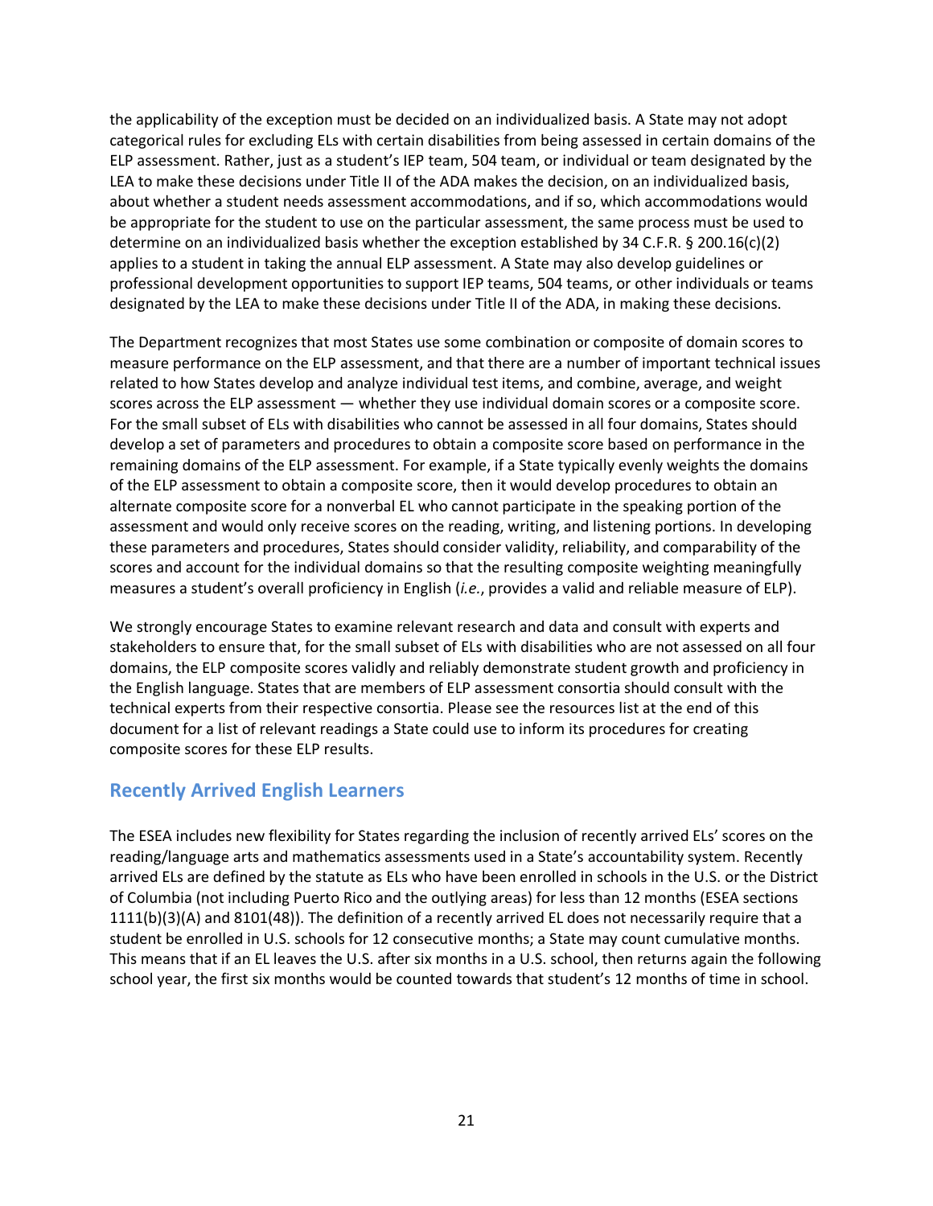the applicability of the exception must be decided on an individualized basis. A State may not adopt categorical rules for excluding ELs with certain disabilities from being assessed in certain domains of the ELP assessment. Rather, just as a student's IEP team, 504 team, or individual or team designated by the LEA to make these decisions under Title II of the ADA makes the decision, on an individualized basis, about whether a student needs assessment accommodations, and if so, which accommodations would be appropriate for the student to use on the particular assessment, the same process must be used to determine on an individualized basis whether the exception established by 34 C.F.R. § 200.16(c)(2) applies to a student in taking the annual ELP assessment. A State may also develop guidelines or professional development opportunities to support IEP teams, 504 teams, or other individuals or teams designated by the LEA to make these decisions under Title II of the ADA, in making these decisions.

The Department recognizes that most States use some combination or composite of domain scores to measure performance on the ELP assessment, and that there are a number of important technical issues related to how States develop and analyze individual test items, and combine, average, and weight scores across the ELP assessment — whether they use individual domain scores or a composite score. For the small subset of ELs with disabilities who cannot be assessed in all four domains, States should develop a set of parameters and procedures to obtain a composite score based on performance in the remaining domains of the ELP assessment. For example, if a State typically evenly weights the domains of the ELP assessment to obtain a composite score, then it would develop procedures to obtain an alternate composite score for a nonverbal EL who cannot participate in the speaking portion of the assessment and would only receive scores on the reading, writing, and listening portions. In developing these parameters and procedures, States should consider validity, reliability, and comparability of the scores and account for the individual domains so that the resulting composite weighting meaningfully measures a student's overall proficiency in English (*i.e.*, provides a valid and reliable measure of ELP).

We strongly encourage States to examine relevant research and data and consult with experts and stakeholders to ensure that, for the small subset of ELs with disabilities who are not assessed on all four domains, the ELP composite scores validly and reliably demonstrate student growth and proficiency in the English language. States that are members of ELP assessment consortia should consult with the technical experts from their respective consortia. Please see the resources list at the end of this document for a list of relevant readings a State could use to inform its procedures for creating composite scores for these ELP results.

## Recently Arrived English Learners

The ESEA includes new flexibility for States regarding the inclusion of recently arrived ELs' scores on the reading/language arts and mathematics assessments used in a State's accountability system. Recently arrived ELs are defined by the statute as ELs who have been enrolled in schools in the U.S. or the District of Columbia (not including Puerto Rico and the outlying areas) for less than 12 months (ESEA sections 1111(b)(3)(A) and 8101(48)). The definition of a recently arrived EL does not necessarily require that a student be enrolled in U.S. schools for 12 consecutive months; a State may count cumulative months. This means that if an EL leaves the U.S. after six months in a U.S. school, then returns again the following school year, the first six months would be counted towards that student's 12 months of time in school.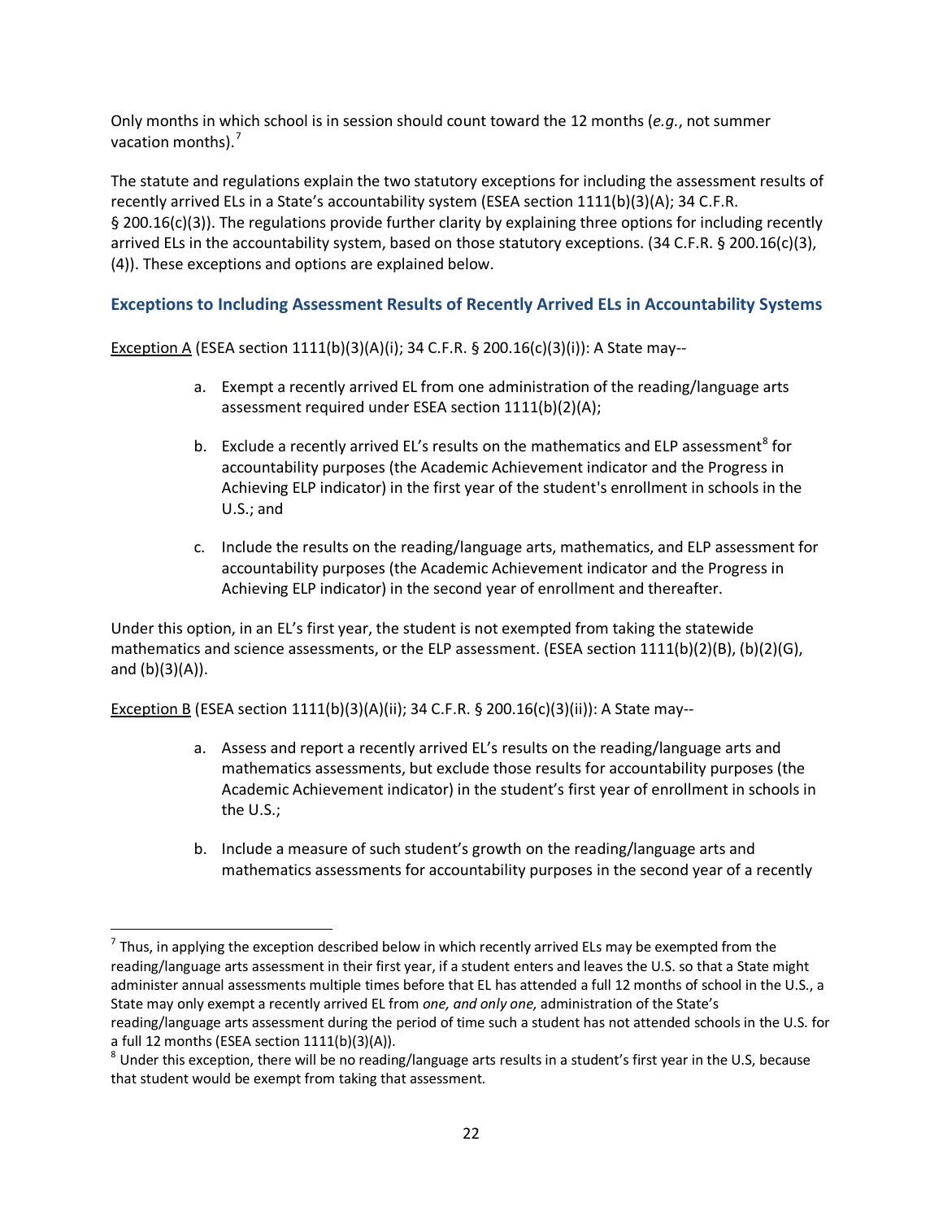Only months in which school is in session should count toward the 12 months (*e.g.*, not summer vacation months).[7]

The statute and regulations explain the two statutory exceptions for including the assessment results of recently arrived ELs in a State's accountability system (ESEA section 1111(b)(3)(A); 34 C.F.R. § 200.16(c)(3)). The regulations provide further clarity by explaining three options for including recently arrived ELs in the accountability system, based on those statutory exceptions. (34 C.F.R. § 200.16(c)(3), (4)). These exceptions and options are explained below.

### Exceptions to Including Assessment Results of Recently Arrived ELs in Accountability Systems

Exception A (ESEA section 1111(b)(3)(A)(i); 34 C.F.R. § 200.16(c)(3)(i)): A State may--

a. Exempt a recently arrived EL from one administration of the reading/language arts assessment required under ESEA section 1111(b)(2)(A);

b. Exclude a recently arrived EL's results on the mathematics and ELP assessment[8] for accountability purposes (the Academic Achievement indicator and the Progress in Achieving ELP indicator) in the first year of the student's enrollment in schools in the U.S.; and

c. Include the results on the reading/language arts, mathematics, and ELP assessment for accountability purposes (the Academic Achievement indicator and the Progress in Achieving ELP indicator) in the second year of enrollment and thereafter.

Under this option, in an EL's first year, the student is not exempted from taking the statewide mathematics and science assessments, or the ELP assessment. (ESEA section 1111(b)(2)(B), (b)(2)(G), and (b)(3)(A)).

Exception B (ESEA section 1111(b)(3)(A)(ii); 34 C.F.R. § 200.16(c)(3)(ii)): A State may--

a. Assess and report a recently arrived EL's results on the reading/language arts and mathematics assessments, but exclude those results for accountability purposes (the Academic Achievement indicator) in the student's first year of enrollment in schools in the U.S.;

b. Include a measure of such student's growth on the reading/language arts and mathematics assessments for accountability purposes in the second year of a recently

---

[7] Thus, in applying the exception described below in which recently arrived ELs may be exempted from the reading/language arts assessment in their first year, if a student enters and leaves the U.S. so that a State might administer annual assessments multiple times before that EL has attended a full 12 months of school in the U.S., a State may only exempt a recently arrived EL from *one, and only one,* administration of the State's reading/language arts assessment during the period of time such a student has not attended schools in the U.S. for a full 12 months (ESEA section 1111(b)(3)(A)).

[8] Under this exception, there will be no reading/language arts results in a student's first year in the U.S, because that student would be exempt from taking that assessment.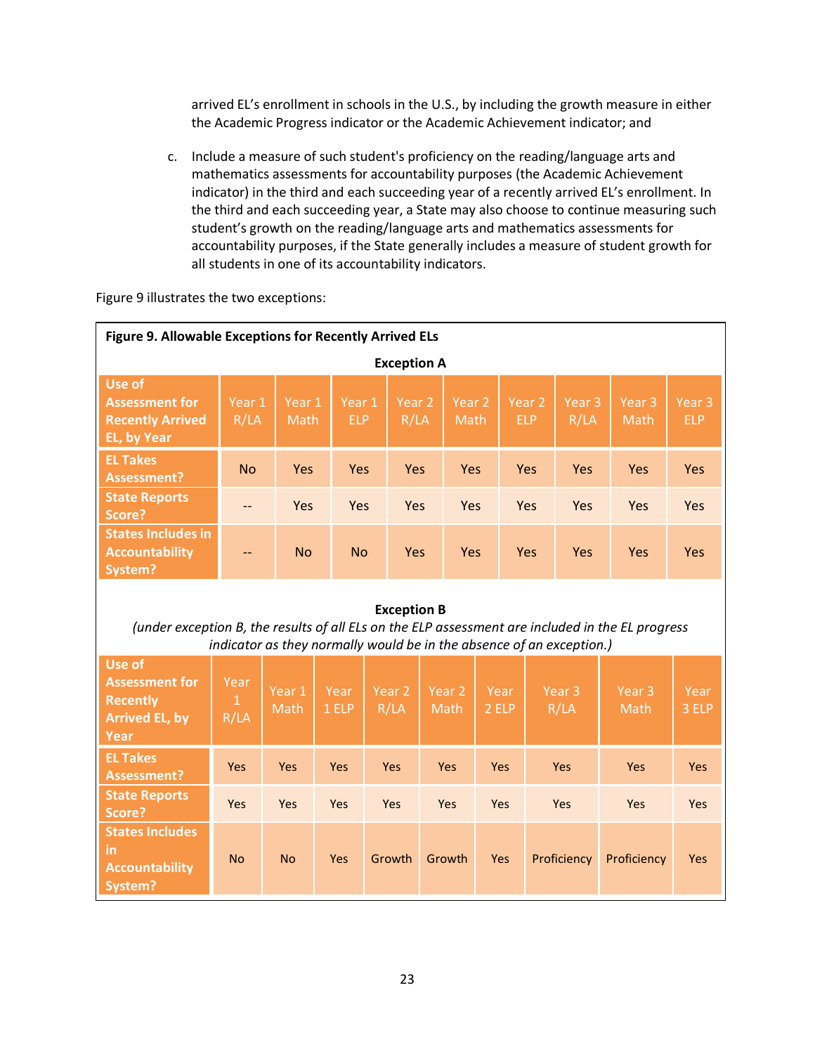arrived EL's enrollment in schools in the U.S., by including the growth measure in either the Academic Progress indicator or the Academic Achievement indicator; and

c. Include a measure of such student's proficiency on the reading/language arts and mathematics assessments for accountability purposes (the Academic Achievement indicator) in the third and each succeeding year of a recently arrived EL's enrollment. In the third and each succeeding year, a State may also choose to continue measuring such student's growth on the reading/language arts and mathematics assessments for accountability purposes, if the State generally includes a measure of student growth for all students in one of its accountability indicators.

Figure 9 illustrates the two exceptions:

**Figure 9. Allowable Exceptions for Recently Arrived ELs**

**Exception A**

| Use of Assessment for Recently Arrived EL, by Year | Year 1 R/LA | Year 1 Math | Year 1 ELP | Year 2 R/LA | Year 2 Math | Year 2 ELP | Year 3 R/LA | Year 3 Math | Year 3 ELP |
|---|---|---|---|---|---|---|---|---|---|
| EL Takes Assessment? | No | Yes | Yes | Yes | Yes | Yes | Yes | Yes | Yes |
| State Reports Score? | -- | Yes | Yes | Yes | Yes | Yes | Yes | Yes | Yes |
| States Includes in Accountability System? | -- | No | No | Yes | Yes | Yes | Yes | Yes | Yes |

**Exception B**

*(under exception B, the results of all ELs on the ELP assessment are included in the EL progress indicator as they normally would be in the absence of an exception.)*

| Use of Assessment for Recently Arrived EL, by Year | Year 1 R/LA | Year 1 Math | Year 1 ELP | Year 2 R/LA | Year 2 Math | Year 2 ELP | Year 3 R/LA | Year 3 Math | Year 3 ELP |
|---|---|---|---|---|---|---|---|---|---|
| EL Takes Assessment? | Yes | Yes | Yes | Yes | Yes | Yes | Yes | Yes | Yes |
| State Reports Score? | Yes | Yes | Yes | Yes | Yes | Yes | Yes | Yes | Yes |
| States Includes in Accountability System? | No | No | Yes | Growth | Growth | Yes | Proficiency | Proficiency | Yes |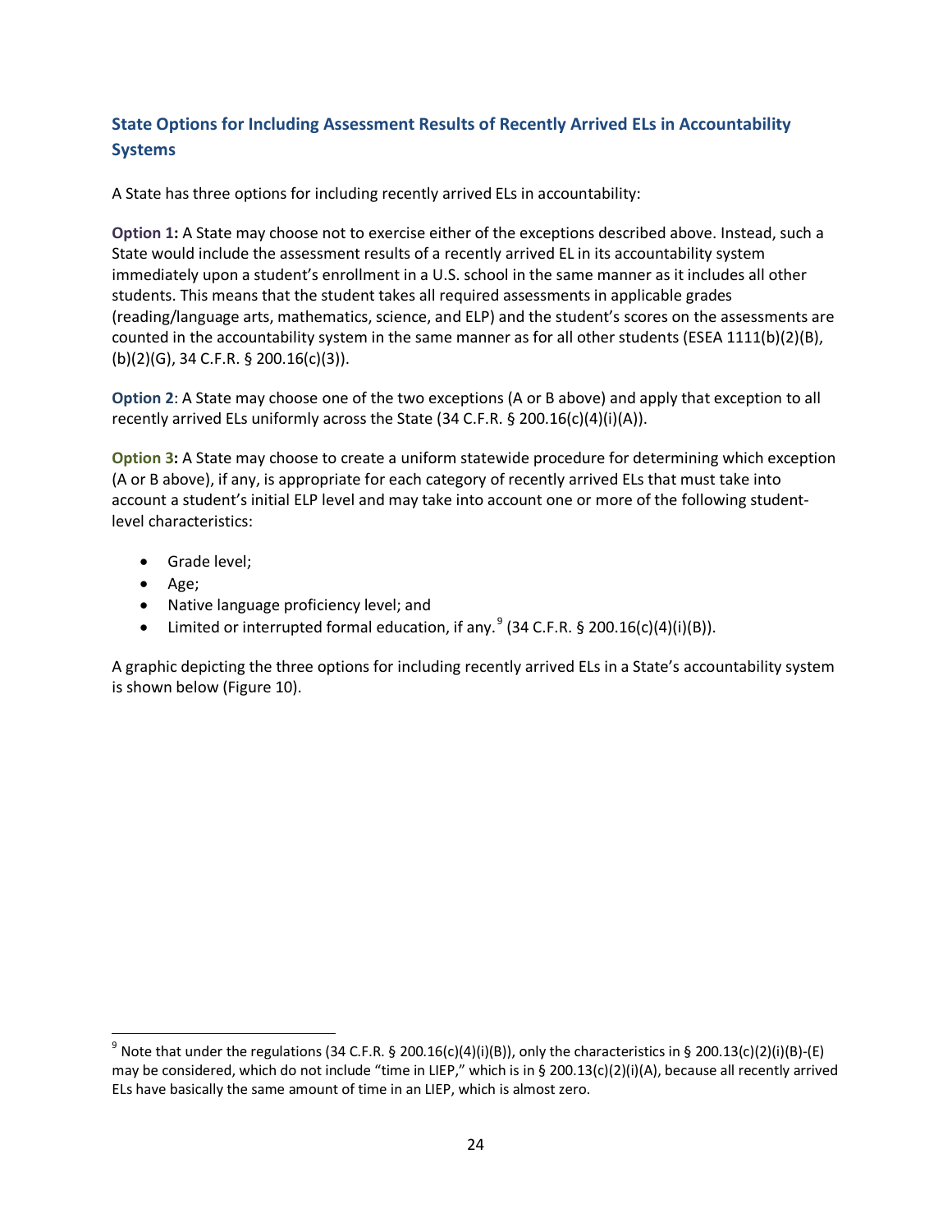### State Options for Including Assessment Results of Recently Arrived ELs in Accountability Systems

A State has three options for including recently arrived ELs in accountability:

**Option 1:** A State may choose not to exercise either of the exceptions described above. Instead, such a State would include the assessment results of a recently arrived EL in its accountability system immediately upon a student's enrollment in a U.S. school in the same manner as it includes all other students. This means that the student takes all required assessments in applicable grades (reading/language arts, mathematics, science, and ELP) and the student's scores on the assessments are counted in the accountability system in the same manner as for all other students (ESEA 1111(b)(2)(B), (b)(2)(G), 34 C.F.R. § 200.16(c)(3)).

**Option 2**: A State may choose one of the two exceptions (A or B above) and apply that exception to all recently arrived ELs uniformly across the State (34 C.F.R. § 200.16(c)(4)(i)(A)).

**Option 3:** A State may choose to create a uniform statewide procedure for determining which exception (A or B above), if any, is appropriate for each category of recently arrived ELs that must take into account a student's initial ELP level and may take into account one or more of the following student-level characteristics:

- Grade level;
- Age;
- Native language proficiency level; and
- Limited or interrupted formal education, if any.[9] (34 C.F.R. § 200.16(c)(4)(i)(B)).

A graphic depicting the three options for including recently arrived ELs in a State's accountability system is shown below (Figure 10).

---

[9] Note that under the regulations (34 C.F.R. § 200.16(c)(4)(i)(B)), only the characteristics in § 200.13(c)(2)(i)(B)-(E) may be considered, which do not include "time in LIEP," which is in § 200.13(c)(2)(i)(A), because all recently arrived ELs have basically the same amount of time in an LIEP, which is almost zero.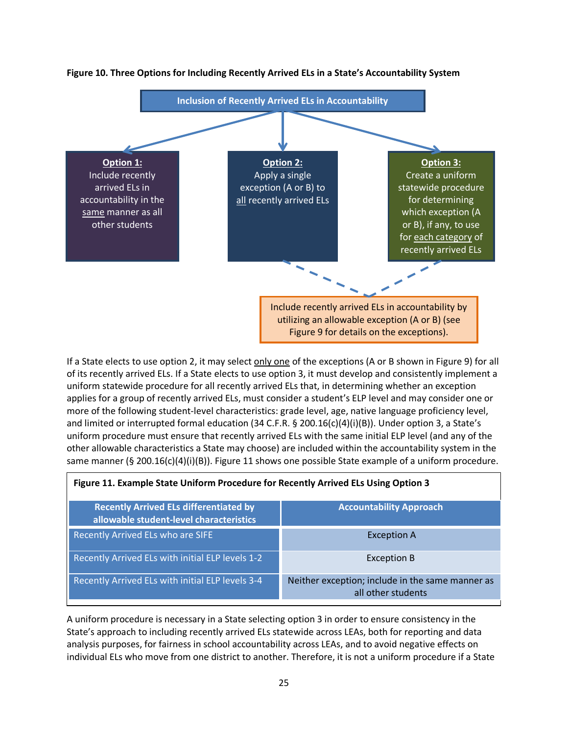**Figure 10. Three Options for Including Recently Arrived ELs in a State's Accountability System**

**Inclusion of Recently Arrived ELs in Accountability**

**Option 1:** Include recently arrived ELs in accountability in the same manner as all other students

**Option 2:** Apply a single exception (A or B) to all recently arrived ELs

**Option 3:** Create a uniform statewide procedure for determining which exception (A or B), if any, to use for each category of recently arrived ELs

Include recently arrived ELs in accountability by utilizing an allowable exception (A or B) (see Figure 9 for details on the exceptions).

If a State elects to use option 2, it may select only one of the exceptions (A or B shown in Figure 9) for all of its recently arrived ELs. If a State elects to use option 3, it must develop and consistently implement a uniform statewide procedure for all recently arrived ELs that, in determining whether an exception applies for a group of recently arrived ELs, must consider a student's ELP level and may consider one or more of the following student-level characteristics: grade level, age, native language proficiency level, and limited or interrupted formal education (34 C.F.R. § 200.16(c)(4)(i)(B)). Under option 3, a State's uniform procedure must ensure that recently arrived ELs with the same initial ELP level (and any of the other allowable characteristics a State may choose) are included within the accountability system in the same manner (§ 200.16(c)(4)(i)(B)). Figure 11 shows one possible State example of a uniform procedure.

**Figure 11. Example State Uniform Procedure for Recently Arrived ELs Using Option 3**

| Recently Arrived ELs differentiated by allowable student-level characteristics | Accountability Approach |
|---|---|
| Recently Arrived ELs who are SIFE | Exception A |
| Recently Arrived ELs with initial ELP levels 1-2 | Exception B |
| Recently Arrived ELs with initial ELP levels 3-4 | Neither exception; include in the same manner as all other students |

A uniform procedure is necessary in a State selecting option 3 in order to ensure consistency in the State's approach to including recently arrived ELs statewide across LEAs, both for reporting and data analysis purposes, for fairness in school accountability across LEAs, and to avoid negative effects on individual ELs who move from one district to another. Therefore, it is not a uniform procedure if a State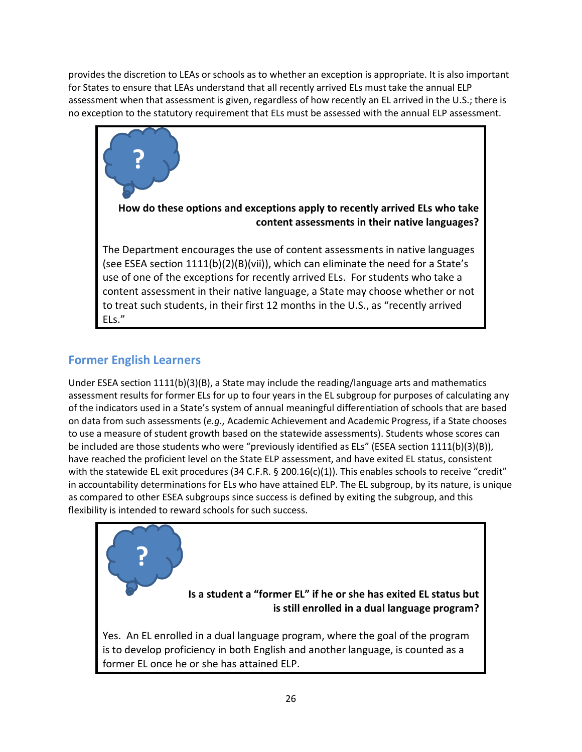provides the discretion to LEAs or schools as to whether an exception is appropriate. It is also important for States to ensure that LEAs understand that all recently arrived ELs must take the annual ELP assessment when that assessment is given, regardless of how recently an EL arrived in the U.S.; there is no exception to the statutory requirement that ELs must be assessed with the annual ELP assessment.

> **How do these options and exceptions apply to recently arrived ELs who take content assessments in their native languages?**
>
> The Department encourages the use of content assessments in native languages (see ESEA section 1111(b)(2)(B)(vii)), which can eliminate the need for a State's use of one of the exceptions for recently arrived ELs. For students who take a content assessment in their native language, a State may choose whether or not to treat such students, in their first 12 months in the U.S., as "recently arrived ELs."

## Former English Learners

Under ESEA section 1111(b)(3)(B), a State may include the reading/language arts and mathematics assessment results for former ELs for up to four years in the EL subgroup for purposes of calculating any of the indicators used in a State's system of annual meaningful differentiation of schools that are based on data from such assessments (*e.g.,* Academic Achievement and Academic Progress, if a State chooses to use a measure of student growth based on the statewide assessments). Students whose scores can be included are those students who were "previously identified as ELs" (ESEA section 1111(b)(3)(B)), have reached the proficient level on the State ELP assessment, and have exited EL status, consistent with the statewide EL exit procedures (34 C.F.R. § 200.16(c)(1)). This enables schools to receive "credit" in accountability determinations for ELs who have attained ELP. The EL subgroup, by its nature, is unique as compared to other ESEA subgroups since success is defined by exiting the subgroup, and this flexibility is intended to reward schools for such success.

> **Is a student a "former EL" if he or she has exited EL status but is still enrolled in a dual language program?**
>
> Yes. An EL enrolled in a dual language program, where the goal of the program is to develop proficiency in both English and another language, is counted as a former EL once he or she has attained ELP.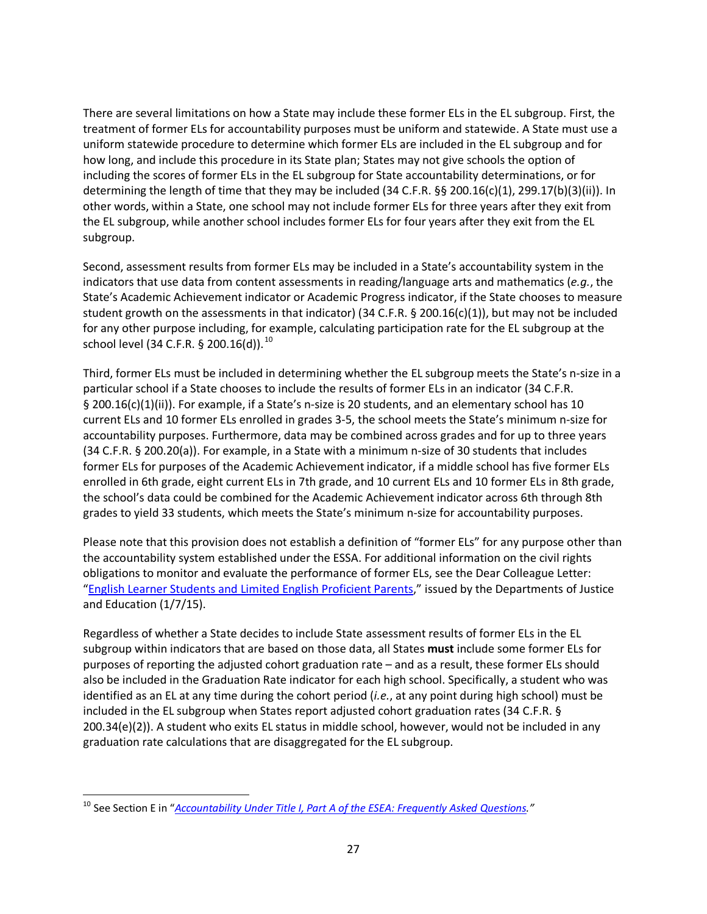There are several limitations on how a State may include these former ELs in the EL subgroup. First, the treatment of former ELs for accountability purposes must be uniform and statewide. A State must use a uniform statewide procedure to determine which former ELs are included in the EL subgroup and for how long, and include this procedure in its State plan; States may not give schools the option of including the scores of former ELs in the EL subgroup for State accountability determinations, or for determining the length of time that they may be included (34 C.F.R. §§ 200.16(c)(1), 299.17(b)(3)(ii)). In other words, within a State, one school may not include former ELs for three years after they exit from the EL subgroup, while another school includes former ELs for four years after they exit from the EL subgroup.

Second, assessment results from former ELs may be included in a State's accountability system in the indicators that use data from content assessments in reading/language arts and mathematics (*e.g.*, the State's Academic Achievement indicator or Academic Progress indicator, if the State chooses to measure student growth on the assessments in that indicator) (34 C.F.R. § 200.16(c)(1)), but may not be included for any other purpose including, for example, calculating participation rate for the EL subgroup at the school level (34 C.F.R. § 200.16(d)).[10]

Third, former ELs must be included in determining whether the EL subgroup meets the State's n-size in a particular school if a State chooses to include the results of former ELs in an indicator (34 C.F.R. § 200.16(c)(1)(ii)). For example, if a State's n-size is 20 students, and an elementary school has 10 current ELs and 10 former ELs enrolled in grades 3-5, the school meets the State's minimum n-size for accountability purposes. Furthermore, data may be combined across grades and for up to three years (34 C.F.R. § 200.20(a)). For example, in a State with a minimum n-size of 30 students that includes former ELs for purposes of the Academic Achievement indicator, if a middle school has five former ELs enrolled in 6th grade, eight current ELs in 7th grade, and 10 current ELs and 10 former ELs in 8th grade, the school's data could be combined for the Academic Achievement indicator across 6th through 8th grades to yield 33 students, which meets the State's minimum n-size for accountability purposes.

Please note that this provision does not establish a definition of "former ELs" for any purpose other than the accountability system established under the ESSA. For additional information on the civil rights obligations to monitor and evaluate the performance of former ELs, see the Dear Colleague Letter: "English Learner Students and Limited English Proficient Parents," issued by the Departments of Justice and Education (1/7/15).

Regardless of whether a State decides to include State assessment results of former ELs in the EL subgroup within indicators that are based on those data, all States **must** include some former ELs for purposes of reporting the adjusted cohort graduation rate – and as a result, these former ELs should also be included in the Graduation Rate indicator for each high school. Specifically, a student who was identified as an EL at any time during the cohort period (*i.e.*, at any point during high school) must be included in the EL subgroup when States report adjusted cohort graduation rates (34 C.F.R. § 200.34(e)(2)). A student who exits EL status in middle school, however, would not be included in any graduation rate calculations that are disaggregated for the EL subgroup.

[10] See Section E in "*Accountability Under Title I, Part A of the ESEA: Frequently Asked Questions.*"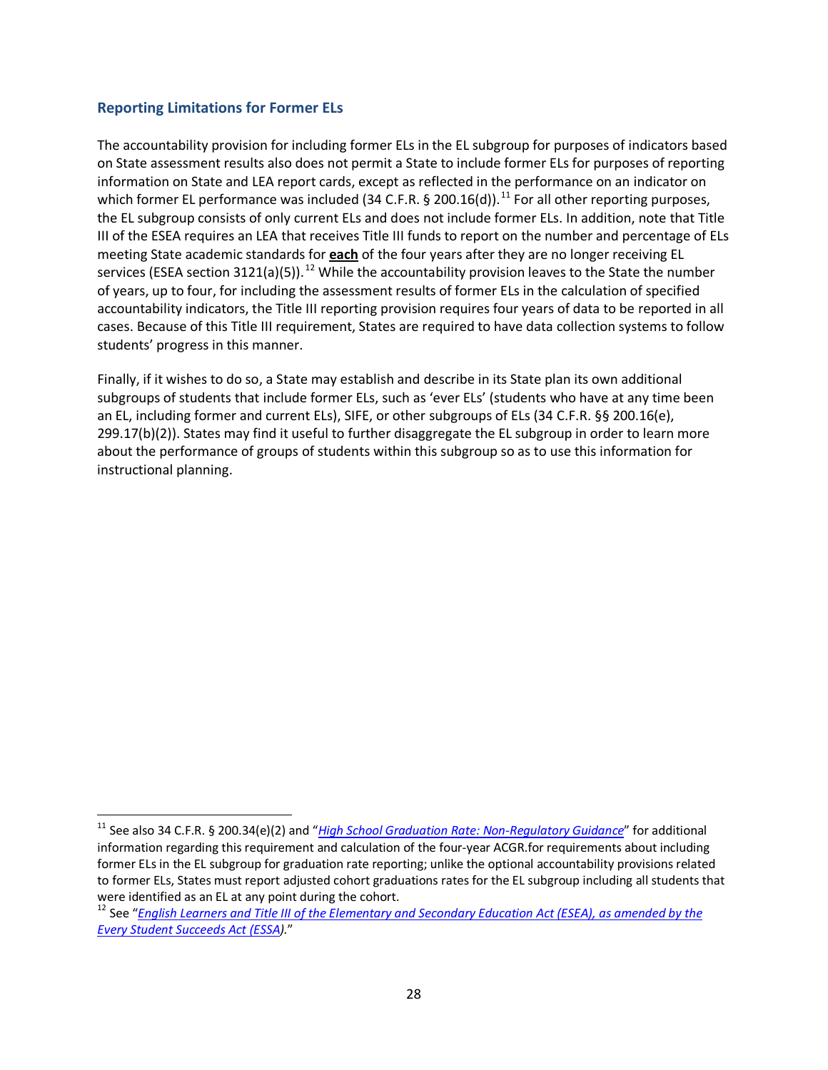### Reporting Limitations for Former ELs

The accountability provision for including former ELs in the EL subgroup for purposes of indicators based on State assessment results also does not permit a State to include former ELs for purposes of reporting information on State and LEA report cards, except as reflected in the performance on an indicator on which former EL performance was included (34 C.F.R. § 200.16(d)).[11] For all other reporting purposes, the EL subgroup consists of only current ELs and does not include former ELs. In addition, note that Title III of the ESEA requires an LEA that receives Title III funds to report on the number and percentage of ELs meeting State academic standards for **each** of the four years after they are no longer receiving EL services (ESEA section 3121(a)(5)).[12] While the accountability provision leaves to the State the number of years, up to four, for including the assessment results of former ELs in the calculation of specified accountability indicators, the Title III reporting provision requires four years of data to be reported in all cases. Because of this Title III requirement, States are required to have data collection systems to follow students' progress in this manner.

Finally, if it wishes to do so, a State may establish and describe in its State plan its own additional subgroups of students that include former ELs, such as 'ever ELs' (students who have at any time been an EL, including former and current ELs), SIFE, or other subgroups of ELs (34 C.F.R. §§ 200.16(e), 299.17(b)(2)). States may find it useful to further disaggregate the EL subgroup in order to learn more about the performance of groups of students within this subgroup so as to use this information for instructional planning.

---

[11] See also 34 C.F.R. § 200.34(e)(2) and "*High School Graduation Rate: Non-Regulatory Guidance*" for additional information regarding this requirement and calculation of the four-year ACGR.for requirements about including former ELs in the EL subgroup for graduation rate reporting; unlike the optional accountability provisions related to former ELs, States must report adjusted cohort graduations rates for the EL subgroup including all students that were identified as an EL at any point during the cohort.

[12] See "*English Learners and Title III of the Elementary and Secondary Education Act (ESEA), as amended by the Every Student Succeeds Act (ESSA).*"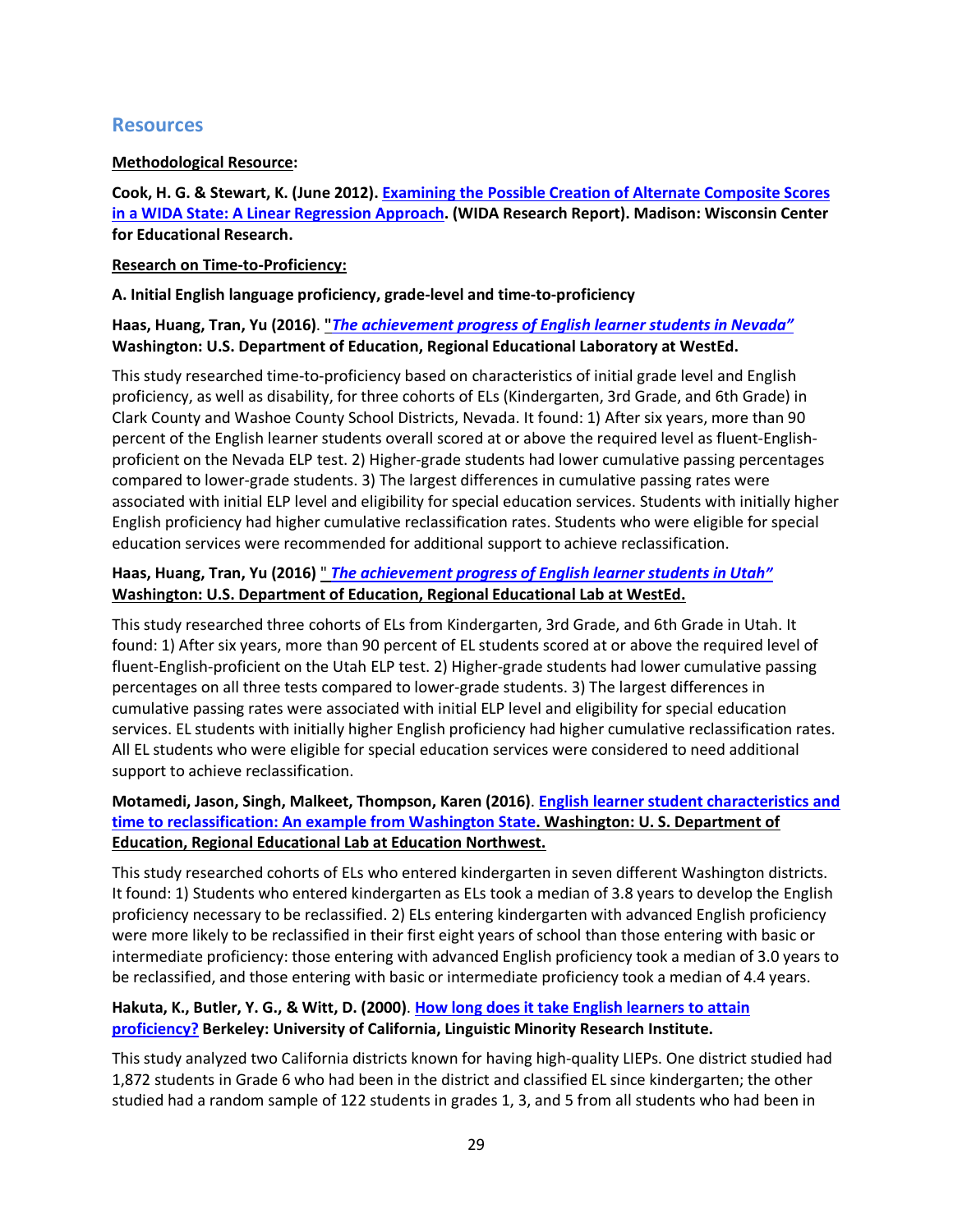## Resources

**Methodological Resource:**

**Cook, H. G. & Stewart, K. (June 2012). Examining the Possible Creation of Alternate Composite Scores in a WIDA State: A Linear Regression Approach. (WIDA Research Report). Madison: Wisconsin Center for Educational Research.**

**Research on Time-to-Proficiency:**

**A. Initial English language proficiency, grade-level and time-to-proficiency**

**Haas, Huang, Tran, Yu (2016). *"The achievement progress of English learner students in Nevada"* Washington: U.S. Department of Education, Regional Educational Laboratory at WestEd.**

This study researched time-to-proficiency based on characteristics of initial grade level and English proficiency, as well as disability, for three cohorts of ELs (Kindergarten, 3rd Grade, and 6th Grade) in Clark County and Washoe County School Districts, Nevada. It found: 1) After six years, more than 90 percent of the English learner students overall scored at or above the required level as fluent-English-proficient on the Nevada ELP test. 2) Higher-grade students had lower cumulative passing percentages compared to lower-grade students. 3) The largest differences in cumulative passing rates were associated with initial ELP level and eligibility for special education services. Students with initially higher English proficiency had higher cumulative reclassification rates. Students who were eligible for special education services were recommended for additional support to achieve reclassification.

**Haas, Huang, Tran, Yu (2016) *" The achievement progress of English learner students in Utah"* Washington: U.S. Department of Education, Regional Educational Lab at WestEd.**

This study researched three cohorts of ELs from Kindergarten, 3rd Grade, and 6th Grade in Utah. It found: 1) After six years, more than 90 percent of EL students scored at or above the required level of fluent-English-proficient on the Utah ELP test. 2) Higher-grade students had lower cumulative passing percentages on all three tests compared to lower-grade students. 3) The largest differences in cumulative passing rates were associated with initial ELP level and eligibility for special education services. EL students with initially higher English proficiency had higher cumulative reclassification rates. All EL students who were eligible for special education services were considered to need additional support to achieve reclassification.

**Motamedi, Jason, Singh, Malkeet, Thompson, Karen (2016). English learner student characteristics and time to reclassification: An example from Washington State. Washington: U. S. Department of Education, Regional Educational Lab at Education Northwest.**

This study researched cohorts of ELs who entered kindergarten in seven different Washington districts. It found: 1) Students who entered kindergarten as ELs took a median of 3.8 years to develop the English proficiency necessary to be reclassified. 2) ELs entering kindergarten with advanced English proficiency were more likely to be reclassified in their first eight years of school than those entering with basic or intermediate proficiency: those entering with advanced English proficiency took a median of 3.0 years to be reclassified, and those entering with basic or intermediate proficiency took a median of 4.4 years.

**Hakuta, K., Butler, Y. G., & Witt, D. (2000). How long does it take English learners to attain proficiency? Berkeley: University of California, Linguistic Minority Research Institute.**

This study analyzed two California districts known for having high-quality LIEPs. One district studied had 1,872 students in Grade 6 who had been in the district and classified EL since kindergarten; the other studied had a random sample of 122 students in grades 1, 3, and 5 from all students who had been in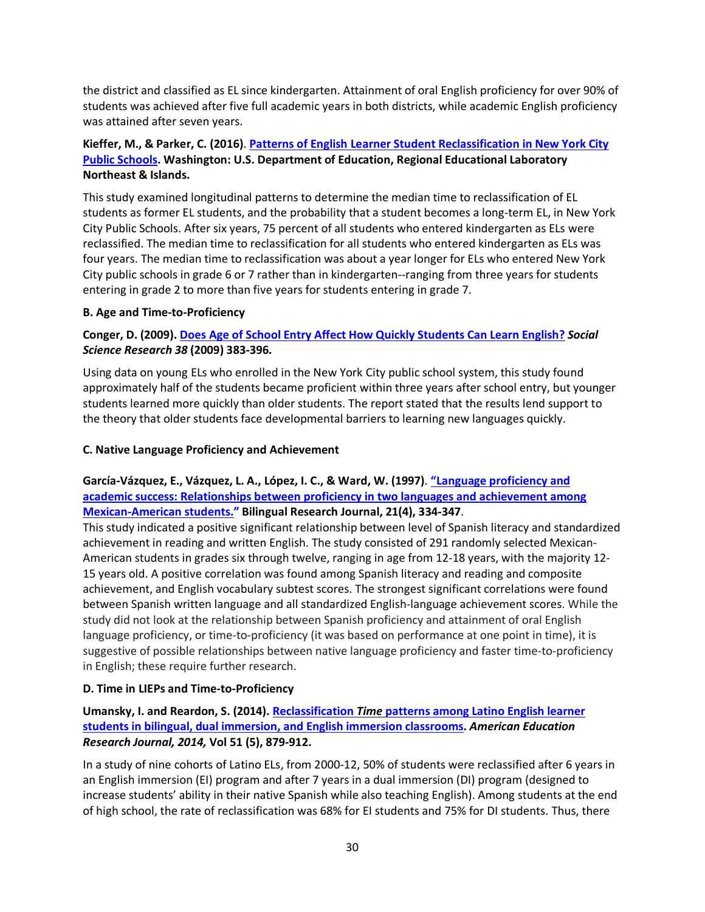the district and classified as EL since kindergarten. Attainment of oral English proficiency for over 90% of students was achieved after five full academic years in both districts, while academic English proficiency was attained after seven years.

**Kieffer, M., & Parker, C. (2016)**. **[Patterns of English Learner Student Reclassification in New York City Public Schools](). Washington: U.S. Department of Education, Regional Educational Laboratory Northeast & Islands.**

This study examined longitudinal patterns to determine the median time to reclassification of EL students as former EL students, and the probability that a student becomes a long-term EL, in New York City Public Schools. After six years, 75 percent of all students who entered kindergarten as ELs were reclassified. The median time to reclassification for all students who entered kindergarten as ELs was four years. The median time to reclassification was about a year longer for ELs who entered New York City public schools in grade 6 or 7 rather than in kindergarten--ranging from three years for students entering in grade 2 to more than five years for students entering in grade 7.

### B. Age and Time-to-Proficiency

**Conger, D. (2009). [Does Age of School Entry Affect How Quickly Students Can Learn English?]() *Social Science Research 38* (2009) 383-396.**

Using data on young ELs who enrolled in the New York City public school system, this study found approximately half of the students became proficient within three years after school entry, but younger students learned more quickly than older students. The report stated that the results lend support to the theory that older students face developmental barriers to learning new languages quickly.

### C. Native Language Proficiency and Achievement

**García-Vázquez, E., Vázquez, L. A., López, I. C., & Ward, W. (1997)**. **["Language proficiency and academic success: Relationships between proficiency in two languages and achievement among Mexican-American students."]() Bilingual Research Journal, 21(4), 334-347**.
This study indicated a positive significant relationship between level of Spanish literacy and standardized achievement in reading and written English. The study consisted of 291 randomly selected Mexican-American students in grades six through twelve, ranging in age from 12-18 years, with the majority 12-15 years old. A positive correlation was found among Spanish literacy and reading and composite achievement, and English vocabulary subtest scores. The strongest significant correlations were found between Spanish written language and all standardized English-language achievement scores. While the study did not look at the relationship between Spanish proficiency and attainment of oral English language proficiency, or time-to-proficiency (it was based on performance at one point in time), it is suggestive of possible relationships between native language proficiency and faster time-to-proficiency in English; these require further research.

### D. Time in LIEPs and Time-to-Proficiency

**Umansky, I. and Reardon, S. (2014). [Reclassification *Time* patterns among Latino English learner students in bilingual, dual immersion, and English immersion classrooms](). *American Education Research Journal, 2014,* Vol 51 (5), 879-912.**

In a study of nine cohorts of Latino ELs, from 2000-12, 50% of students were reclassified after 6 years in an English immersion (EI) program and after 7 years in a dual immersion (DI) program (designed to increase students' ability in their native Spanish while also teaching English). Among students at the end of high school, the rate of reclassification was 68% for EI students and 75% for DI students. Thus, there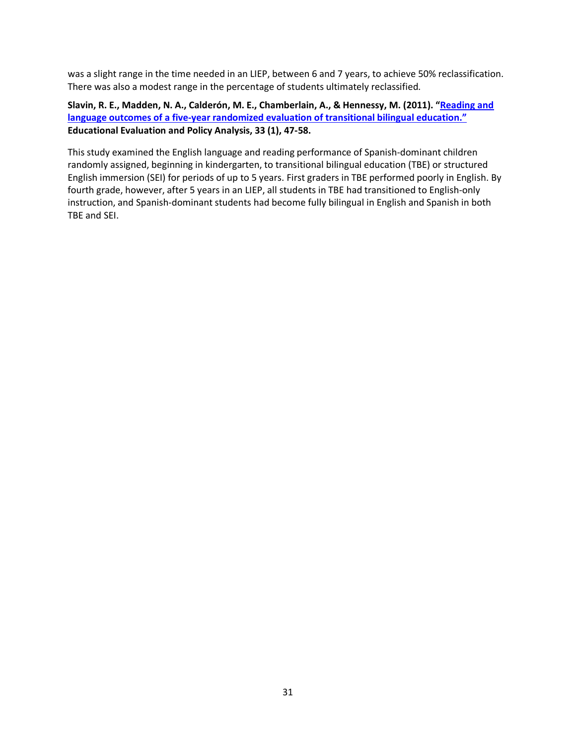was a slight range in the time needed in an LIEP, between 6 and 7 years, to achieve 50% reclassification. There was also a modest range in the percentage of students ultimately reclassified.

**Slavin, R. E., Madden, N. A., Calderón, M. E., Chamberlain, A., & Hennessy, M. (2011). "Reading and language outcomes of a five-year randomized evaluation of transitional bilingual education." Educational Evaluation and Policy Analysis, 33 (1), 47-58.**

This study examined the English language and reading performance of Spanish-dominant children randomly assigned, beginning in kindergarten, to transitional bilingual education (TBE) or structured English immersion (SEI) for periods of up to 5 years. First graders in TBE performed poorly in English. By fourth grade, however, after 5 years in an LIEP, all students in TBE had transitioned to English-only instruction, and Spanish-dominant students had become fully bilingual in English and Spanish in both TBE and SEI.